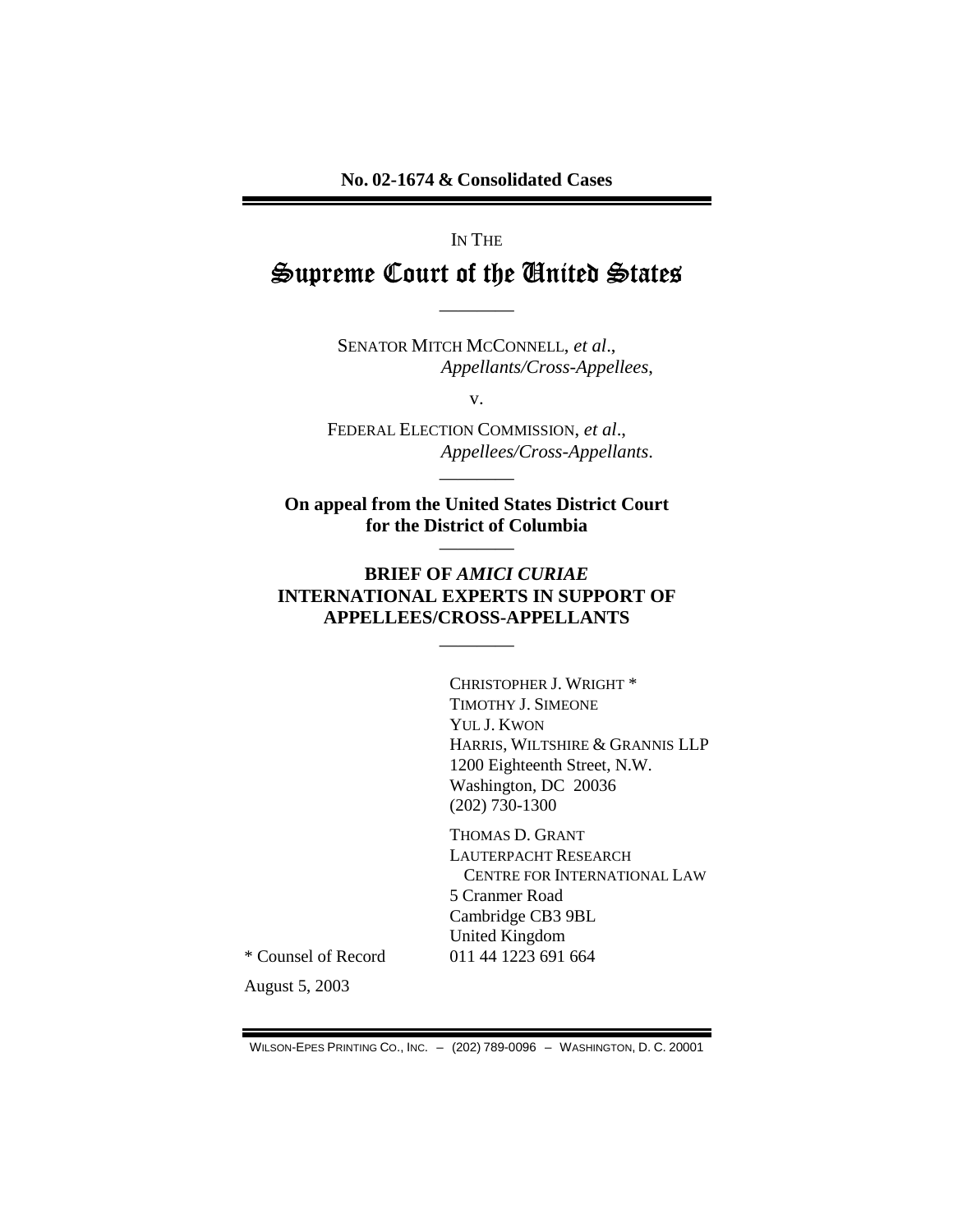**No. 02-1674 & Consolidated Cases**

IN THE

# Supreme Court of the United States

---

SENATOR MITCH MCCONNELL, *et al*.,
*Appellants/Cross-Appellees*,

v.

FEDERAL ELECTION COMMISSION, *et al*.,
*Appellees/Cross-Appellants*.

---

**On appeal from the United States District Court for the District of Columbia**

---

**BRIEF OF *AMICI CURIAE* INTERNATIONAL EXPERTS IN SUPPORT OF APPELLEES/CROSS-APPELLANTS**

---

CHRISTOPHER J. WRIGHT *
TIMOTHY J. SIMEONE
YUL J. KWON
HARRIS, WILTSHIRE & GRANNIS LLP
1200 Eighteenth Street, N.W.
Washington, DC 20036
(202) 730-1300

THOMAS D. GRANT
LAUTERPACHT RESEARCH
CENTRE FOR INTERNATIONAL LAW
5 Cranmer Road
Cambridge CB3 9BL
United Kingdom
011 44 1223 691 664

\* Counsel of Record

August 5, 2003

WILSON-EPES PRINTING CO., INC. – (202) 789-0096 – WASHINGTON, D. C. 20001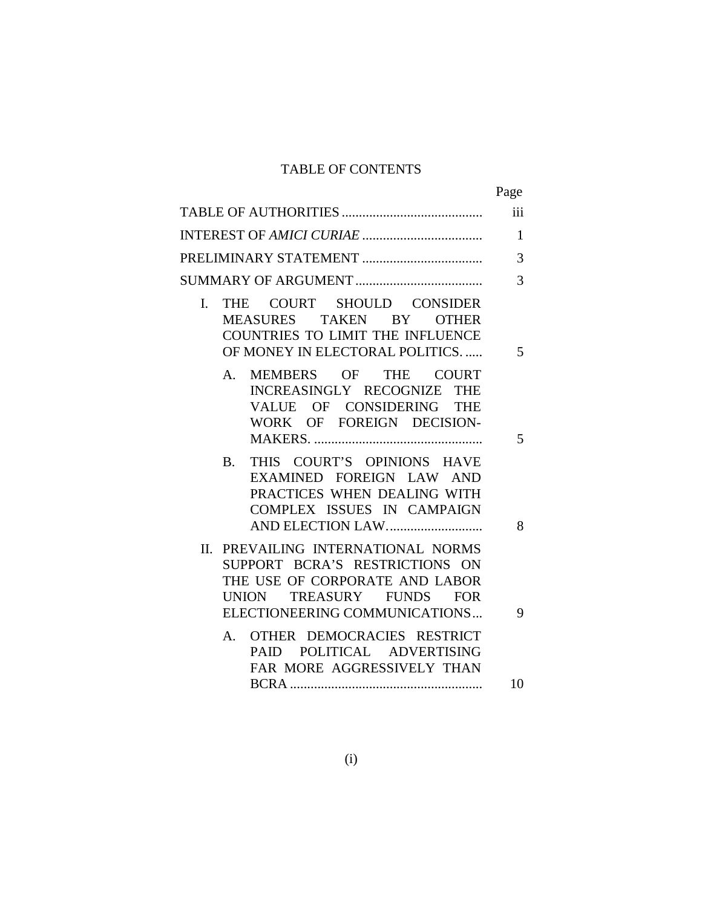# TABLE OF CONTENTS

| | Page |
|---|---|
| TABLE OF AUTHORITIES | iii |
| INTEREST OF *AMICI CURIAE* | 1 |
| PRELIMINARY STATEMENT | 3 |
| SUMMARY OF ARGUMENT | 3 |
| I. THE COURT SHOULD CONSIDER MEASURES TAKEN BY OTHER COUNTRIES TO LIMIT THE INFLUENCE OF MONEY IN ELECTORAL POLITICS. | 5 |
| A. MEMBERS OF THE COURT INCREASINGLY RECOGNIZE THE VALUE OF CONSIDERING THE WORK OF FOREIGN DECISION-MAKERS. | 5 |
| B. THIS COURT'S OPINIONS HAVE EXAMINED FOREIGN LAW AND PRACTICES WHEN DEALING WITH COMPLEX ISSUES IN CAMPAIGN AND ELECTION LAW. | 8 |
| II. PREVAILING INTERNATIONAL NORMS SUPPORT BCRA'S RESTRICTIONS ON THE USE OF CORPORATE AND LABOR UNION TREASURY FUNDS FOR ELECTIONEERING COMMUNICATIONS | 9 |
| A. OTHER DEMOCRACIES RESTRICT PAID POLITICAL ADVERTISING FAR MORE AGGRESSIVELY THAN BCRA | 10 |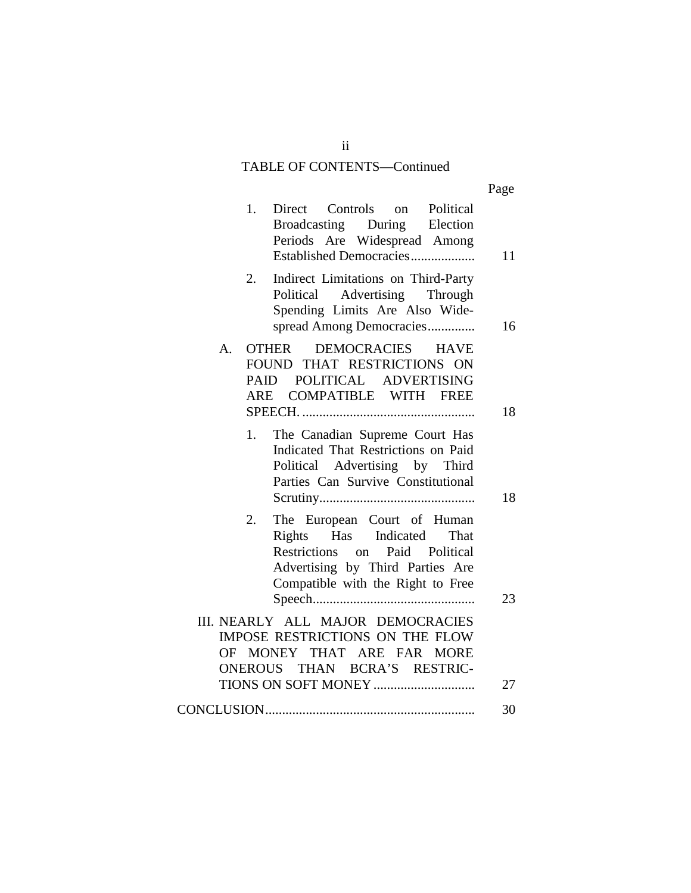TABLE OF CONTENTS—Continued

| | Page |
|---|---|
| 1. Direct Controls on Political Broadcasting During Election Periods Are Widespread Among Established Democracies | 11 |
| 2. Indirect Limitations on Third-Party Political Advertising Through Spending Limits Are Also Widespread Among Democracies | 16 |
| A. OTHER DEMOCRACIES HAVE FOUND THAT RESTRICTIONS ON PAID POLITICAL ADVERTISING ARE COMPATIBLE WITH FREE SPEECH. | 18 |
| 1. The Canadian Supreme Court Has Indicated That Restrictions on Paid Political Advertising by Third Parties Can Survive Constitutional Scrutiny | 18 |
| 2. The European Court of Human Rights Has Indicated That Restrictions on Paid Political Advertising by Third Parties Are Compatible with the Right to Free Speech | 23 |
| III. NEARLY ALL MAJOR DEMOCRACIES IMPOSE RESTRICTIONS ON THE FLOW OF MONEY THAT ARE FAR MORE ONEROUS THAN BCRA'S RESTRICTIONS ON SOFT MONEY | 27 |
| CONCLUSION | 30 |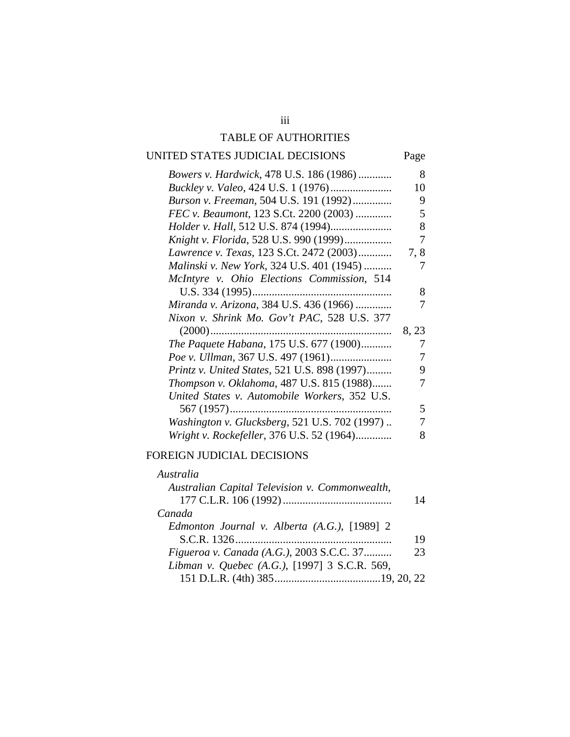# TABLE OF AUTHORITIES

## UNITED STATES JUDICIAL DECISIONS

| | Page |
|---|---|
| *Bowers v. Hardwick*, 478 U.S. 186 (1986) | 8 |
| *Buckley v. Valeo*, 424 U.S. 1 (1976) | 10 |
| *Burson v. Freeman*, 504 U.S. 191 (1992) | 9 |
| *FEC v. Beaumont*, 123 S.Ct. 2200 (2003) | 5 |
| *Holder v. Hall*, 512 U.S. 874 (1994) | 8 |
| *Knight v. Florida*, 528 U.S. 990 (1999) | 7 |
| *Lawrence v. Texas*, 123 S.Ct. 2472 (2003) | 7, 8 |
| *Malinski v. New York*, 324 U.S. 401 (1945) | 7 |
| *McIntyre v. Ohio Elections Commission*, 514 U.S. 334 (1995) | 8 |
| *Miranda v. Arizona*, 384 U.S. 436 (1966) | 7 |
| *Nixon v. Shrink Mo. Gov't PAC*, 528 U.S. 377 (2000) | 8, 23 |
| *The Paquete Habana*, 175 U.S. 677 (1900) | 7 |
| *Poe v. Ullman*, 367 U.S. 497 (1961) | 7 |
| *Printz v. United States*, 521 U.S. 898 (1997) | 9 |
| *Thompson v. Oklahoma*, 487 U.S. 815 (1988) | 7 |
| *United States v. Automobile Workers*, 352 U.S. 567 (1957) | 5 |
| *Washington v. Glucksberg*, 521 U.S. 702 (1997) | 7 |
| *Wright v. Rockefeller*, 376 U.S. 52 (1964) | 8 |

## FOREIGN JUDICIAL DECISIONS

*Australia*

| | |
|---|---|
| *Australian Capital Television v. Commonwealth*, 177 C.L.R. 106 (1992) | 14 |

*Canada*

| | |
|---|---|
| *Edmonton Journal v. Alberta (A.G.)*, [1989] 2 S.C.R. 1326 | 19 |
| *Figueroa v. Canada (A.G.)*, 2003 S.C.C. 37 | 23 |
| *Libman v. Quebec (A.G.)*, [1997] 3 S.C.R. 569, 151 D.L.R. (4th) 385 | 19, 20, 22 |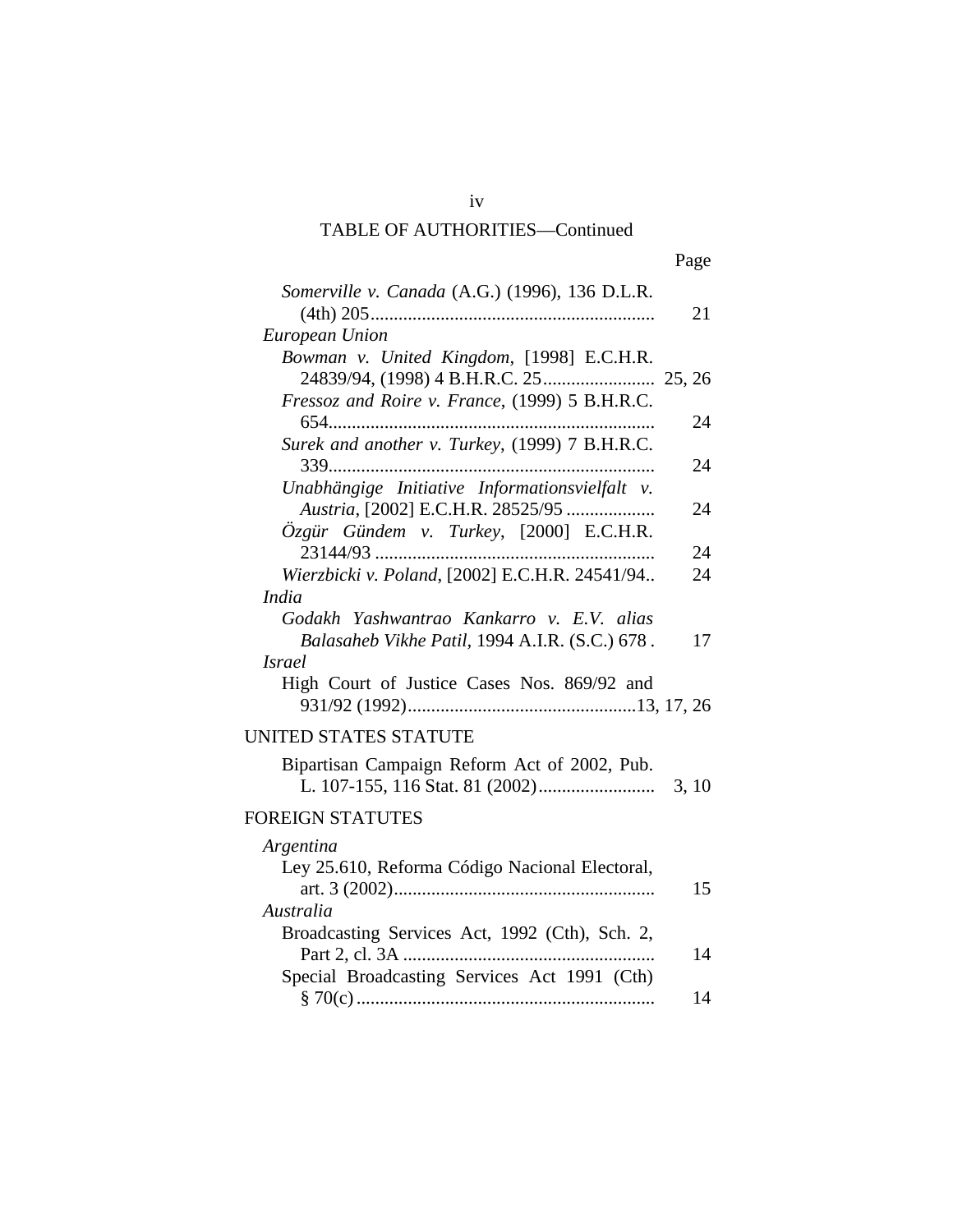TABLE OF AUTHORITIES—Continued

| | Page |
|---|---|
| *Somerville v. Canada* (A.G.) (1996), 136 D.L.R. (4th) 205 | 21 |
| *European Union* | |
| *Bowman v. United Kingdom*, [1998] E.C.H.R. 24839/94, (1998) 4 B.H.R.C. 25 | 25, 26 |
| *Fressoz and Roire v. France*, (1999) 5 B.H.R.C. 654 | 24 |
| *Surek and another v. Turkey*, (1999) 7 B.H.R.C. 339 | 24 |
| *Unabhängige Initiative Informationsvielfalt v. Austria*, [2002] E.C.H.R. 28525/95 | 24 |
| *Özgür Gündem v. Turkey*, [2000] E.C.H.R. 23144/93 | 24 |
| *Wierzbicki v. Poland*, [2002] E.C.H.R. 24541/94 | 24 |
| *India* | |
| *Godakh Yashwantrao Kankarro v. E.V. alias Balasaheb Vikhe Patil*, 1994 A.I.R. (S.C.) 678 | 17 |
| *Israel* | |
| High Court of Justice Cases Nos. 869/92 and 931/92 (1992) | 13, 17, 26 |

UNITED STATES STATUTE

| | |
|---|---|
| Bipartisan Campaign Reform Act of 2002, Pub. L. 107-155, 116 Stat. 81 (2002) | 3, 10 |

FOREIGN STATUTES

| | |
|---|---|
| *Argentina* | |
| Ley 25.610, Reforma Código Nacional Electoral, art. 3 (2002) | 15 |
| *Australia* | |
| Broadcasting Services Act, 1992 (Cth), Sch. 2, Part 2, cl. 3A | 14 |
| Special Broadcasting Services Act 1991 (Cth) § 70(c) | 14 |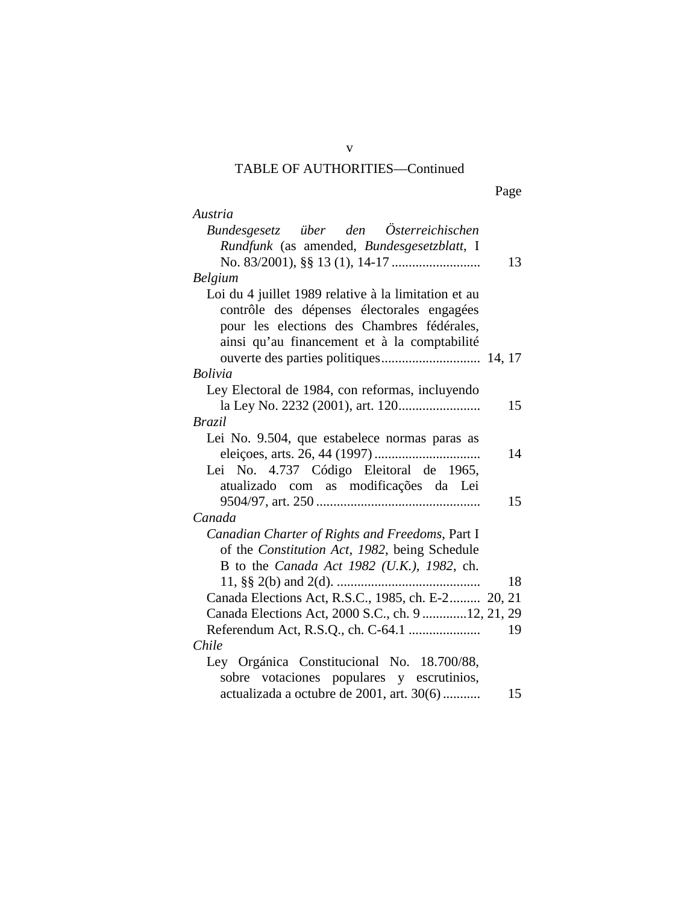TABLE OF AUTHORITIES—Continued

Page

*Austria*

*Bundesgesetz über den Österreichischen Rundfunk* (as amended, *Bundesgesetzblatt*, I No. 83/2001), §§ 13 (1), 14-17 .......................... 13

*Belgium*

Loi du 4 juillet 1989 relative à la limitation et au contrôle des dépenses électorales engagées pour les elections des Chambres fédérales, ainsi qu'au financement et à la comptabilité ouverte des parties politiques............................ 14, 17

*Bolivia*

Ley Electoral de 1984, con reformas, incluyendo la Ley No. 2232 (2001), art. 120........................ 15

*Brazil*

Lei No. 9.504, que estabelece normas paras as eleiçoes, arts. 26, 44 (1997) ............................... 14

Lei No. 4.737 Código Eleitoral de 1965, atualizado com as modificações da Lei 9504/97, art. 250 ................................................ 15

*Canada*

*Canadian Charter of Rights and Freedoms*, Part I of the *Constitution Act, 1982*, being Schedule B to the *Canada Act 1982 (U.K.), 1982*, ch. 11, §§ 2(b) and 2(d). .......................................... 18

Canada Elections Act, R.S.C., 1985, ch. E-2......... 20, 21

Canada Elections Act, 2000 S.C., ch. 9 .............12, 21, 29

Referendum Act, R.S.Q., ch. C-64.1 ..................... 19

*Chile*

Ley Orgánica Constitucional No. 18.700/88, sobre votaciones populares y escrutinios, actualizada a octubre de 2001, art. 30(6) ........... 15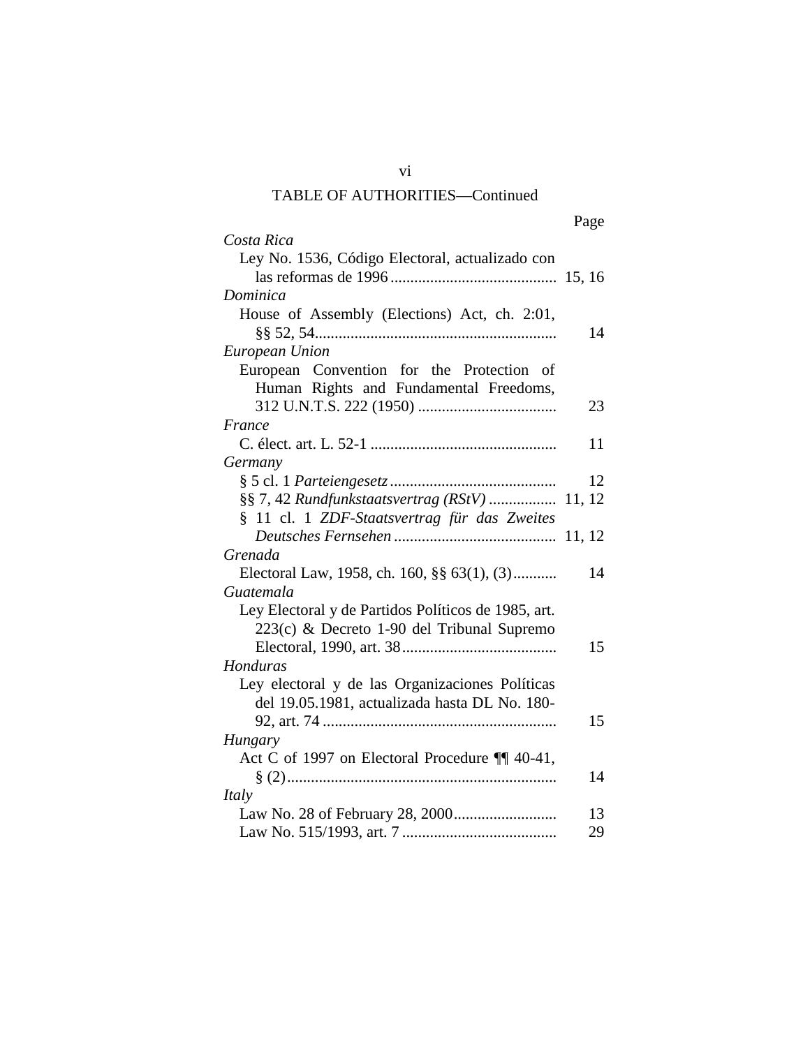TABLE OF AUTHORITIES—Continued

| | Page |
|---|---|
| *Costa Rica* | |
| Ley No. 1536, Código Electoral, actualizado con las reformas de 1996 | 15, 16 |
| *Dominica* | |
| House of Assembly (Elections) Act, ch. 2:01, §§ 52, 54 | 14 |
| *European Union* | |
| European Convention for the Protection of Human Rights and Fundamental Freedoms, 312 U.N.T.S. 222 (1950) | 23 |
| *France* | |
| C. élect. art. L. 52-1 | 11 |
| *Germany* | |
| § 5 cl. 1 *Parteiengesetz* | 12 |
| §§ 7, 42 *Rundfunkstaatsvertrag (RStV)* | 11, 12 |
| § 11 cl. 1 *ZDF-Staatsvertrag für das Zweites Deutsches Fernsehen* | 11, 12 |
| *Grenada* | |
| Electoral Law, 1958, ch. 160, §§ 63(1), (3) | 14 |
| *Guatemala* | |
| Ley Electoral y de Partidos Políticos de 1985, art. 223(c) & Decreto 1-90 del Tribunal Supremo Electoral, 1990, art. 38 | 15 |
| *Honduras* | |
| Ley electoral y de las Organizaciones Políticas del 19.05.1981, actualizada hasta DL No. 180-92, art. 74 | 15 |
| *Hungary* | |
| Act C of 1997 on Electoral Procedure ¶¶ 40-41, § (2) | 14 |
| *Italy* | |
| Law No. 28 of February 28, 2000 | 13 |
| Law No. 515/1993, art. 7 | 29 |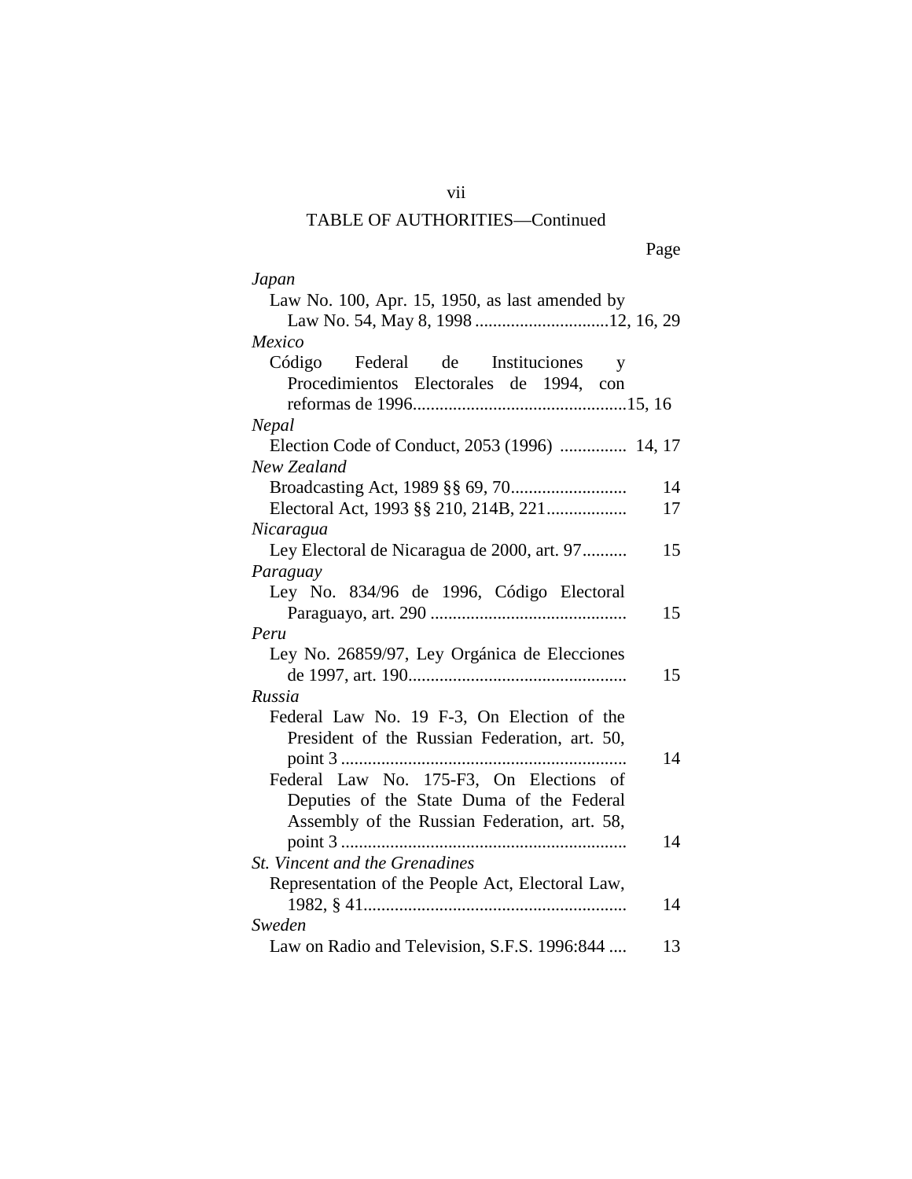TABLE OF AUTHORITIES—Continued

Page

*Japan*

Law No. 100, Apr. 15, 1950, as last amended by Law No. 54, May 8, 1998 .............................. 12, 16, 29

*Mexico*

Código Federal de Instituciones y Procedimientos Electorales de 1994, con reformas de 1996................................................ 15, 16

*Nepal*

Election Code of Conduct, 2053 (1996) ............... 14, 17

*New Zealand*

Broadcasting Act, 1989 §§ 69, 70.......................... 14

Electoral Act, 1993 §§ 210, 214B, 221.................. 17

*Nicaragua*

Ley Electoral de Nicaragua de 2000, art. 97.......... 15

*Paraguay*

Ley No. 834/96 de 1996, Código Electoral Paraguayo, art. 290 ............................................ 15

*Peru*

Ley No. 26859/97, Ley Orgánica de Elecciones de 1997, art. 190................................................. 15

*Russia*

Federal Law No. 19 F-3, On Election of the President of the Russian Federation, art. 50, point 3 ................................................................ 14

Federal Law No. 175-F3, On Elections of Deputies of the State Duma of the Federal Assembly of the Russian Federation, art. 58, point 3 ................................................................ 14

*St. Vincent and the Grenadines*

Representation of the People Act, Electoral Law, 1982, § 41........................................................... 14

*Sweden*

Law on Radio and Television, S.F.S. 1996:844 .... 13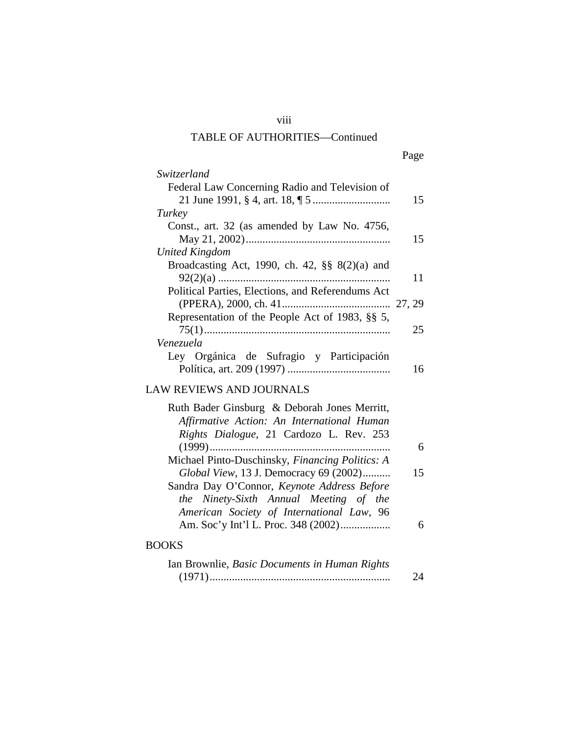TABLE OF AUTHORITIES—Continued

| | Page |
|---|---|
| *Switzerland* | |
| Federal Law Concerning Radio and Television of 21 June 1991, § 4, art. 18, ¶ 5 | 15 |
| *Turkey* | |
| Const., art. 32 (as amended by Law No. 4756, May 21, 2002) | 15 |
| *United Kingdom* | |
| Broadcasting Act, 1990, ch. 42, §§ 8(2)(a) and 92(2)(a) | 11 |
| Political Parties, Elections, and Referendums Act (PPERA), 2000, ch. 41 | 27, 29 |
| Representation of the People Act of 1983, §§ 5, 75(1) | 25 |
| *Venezuela* | |
| Ley Orgánica de Sufragio y Participación Política, art. 209 (1997) | 16 |

## LAW REVIEWS AND JOURNALS

| | |
|---|---|
| Ruth Bader Ginsburg & Deborah Jones Merritt, *Affirmative Action: An International Human Rights Dialogue*, 21 Cardozo L. Rev. 253 (1999) | 6 |
| Michael Pinto-Duschinsky, *Financing Politics: A Global View*, 13 J. Democracy 69 (2002) | 15 |
| Sandra Day O'Connor, *Keynote Address Before the Ninety-Sixth Annual Meeting of the American Society of International Law*, 96 Am. Soc'y Int'l L. Proc. 348 (2002) | 6 |

## BOOKS

| | |
|---|---|
| Ian Brownlie, *Basic Documents in Human Rights* (1971) | 24 |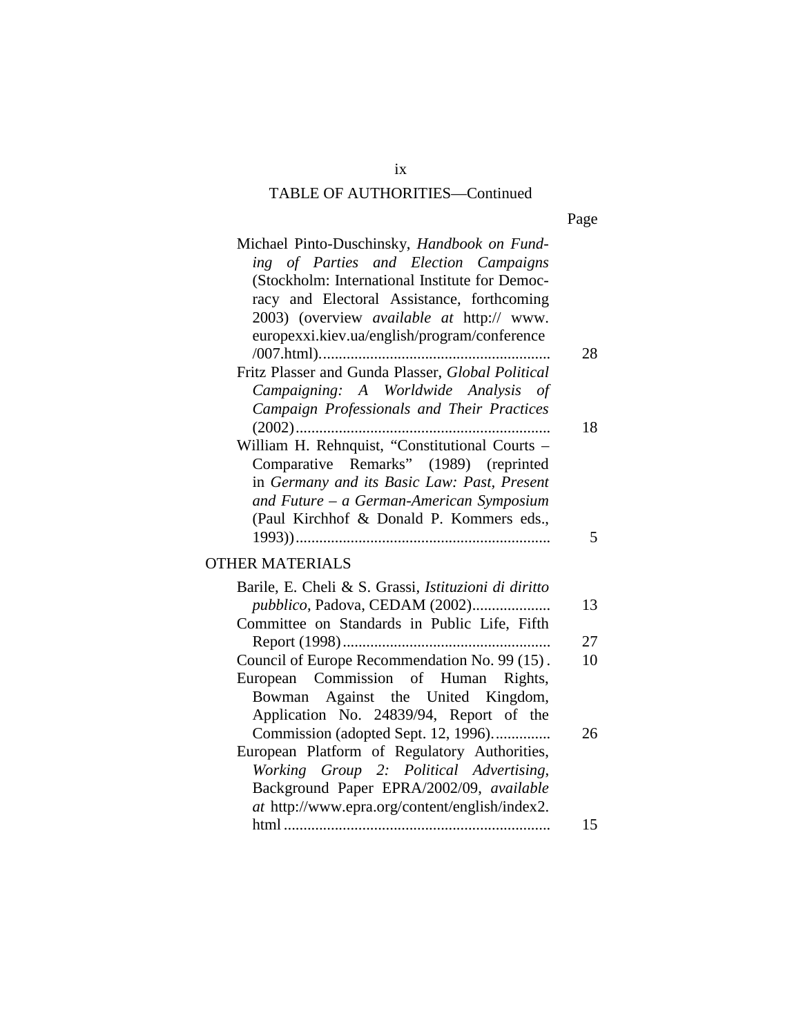TABLE OF AUTHORITIES—Continued

| | Page |
|---|---|
| Michael Pinto-Duschinsky, *Handbook on Funding of Parties and Election Campaigns* (Stockholm: International Institute for Democracy and Electoral Assistance, forthcoming 2003) (overview *available at* http:// www.europexxi.kiev.ua/english/program/conference/007.html) | 28 |
| Fritz Plasser and Gunda Plasser, *Global Political Campaigning: A Worldwide Analysis of Campaign Professionals and Their Practices* (2002) | 18 |
| William H. Rehnquist, "Constitutional Courts – Comparative Remarks" (1989) (reprinted in *Germany and its Basic Law: Past, Present and Future – a German-American Symposium* (Paul Kirchhof & Donald P. Kommers eds., 1993)) | 5 |

## OTHER MATERIALS

| | |
|---|---|
| Barile, E. Cheli & S. Grassi, *Istituzioni di diritto pubblico*, Padova, CEDAM (2002) | 13 |
| Committee on Standards in Public Life, Fifth Report (1998) | 27 |
| Council of Europe Recommendation No. 99 (15) | 10 |
| European Commission of Human Rights, Bowman Against the United Kingdom, Application No. 24839/94, Report of the Commission (adopted Sept. 12, 1996) | 26 |
| European Platform of Regulatory Authorities, *Working Group 2: Political Advertising*, Background Paper EPRA/2002/09, *available at* http://www.epra.org/content/english/index2.html | 15 |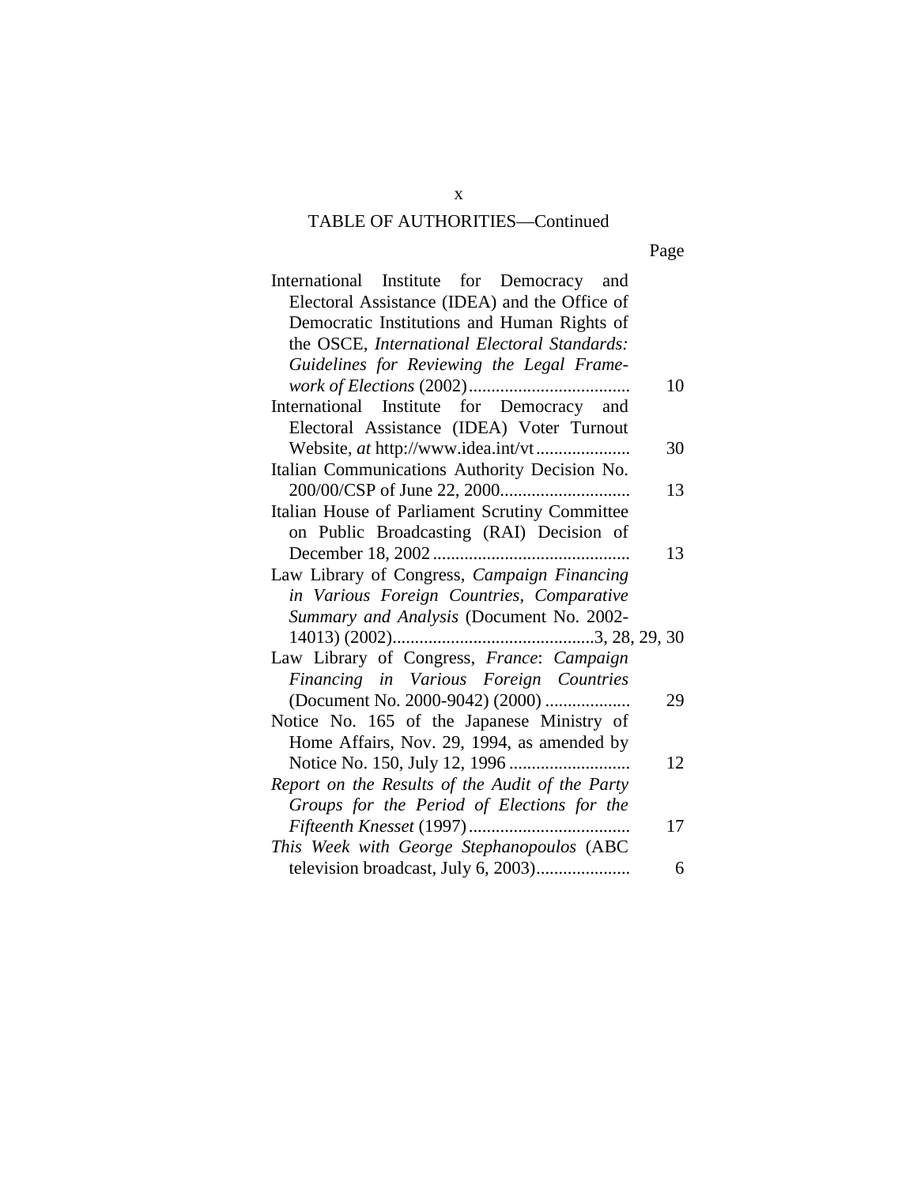TABLE OF AUTHORITIES—Continued

| | Page |
|---|---|
| International Institute for Democracy and Electoral Assistance (IDEA) and the Office of Democratic Institutions and Human Rights of the OSCE, *International Electoral Standards: Guidelines for Reviewing the Legal Framework of Elections* (2002) | 10 |
| International Institute for Democracy and Electoral Assistance (IDEA) Voter Turnout Website, *at* http://www.idea.int/vt | 30 |
| Italian Communications Authority Decision No. 200/00/CSP of June 22, 2000 | 13 |
| Italian House of Parliament Scrutiny Committee on Public Broadcasting (RAI) Decision of December 18, 2002 | 13 |
| Law Library of Congress, *Campaign Financing in Various Foreign Countries, Comparative Summary and Analysis* (Document No. 2002-14013) (2002) | 3, 28, 29, 30 |
| Law Library of Congress, *France*: *Campaign Financing in Various Foreign Countries* (Document No. 2000-9042) (2000) | 29 |
| Notice No. 165 of the Japanese Ministry of Home Affairs, Nov. 29, 1994, as amended by Notice No. 150, July 12, 1996 | 12 |
| *Report on the Results of the Audit of the Party Groups for the Period of Elections for the Fifteenth Knesset* (1997) | 17 |
| *This Week with George Stephanopoulos* (ABC television broadcast, July 6, 2003) | 6 |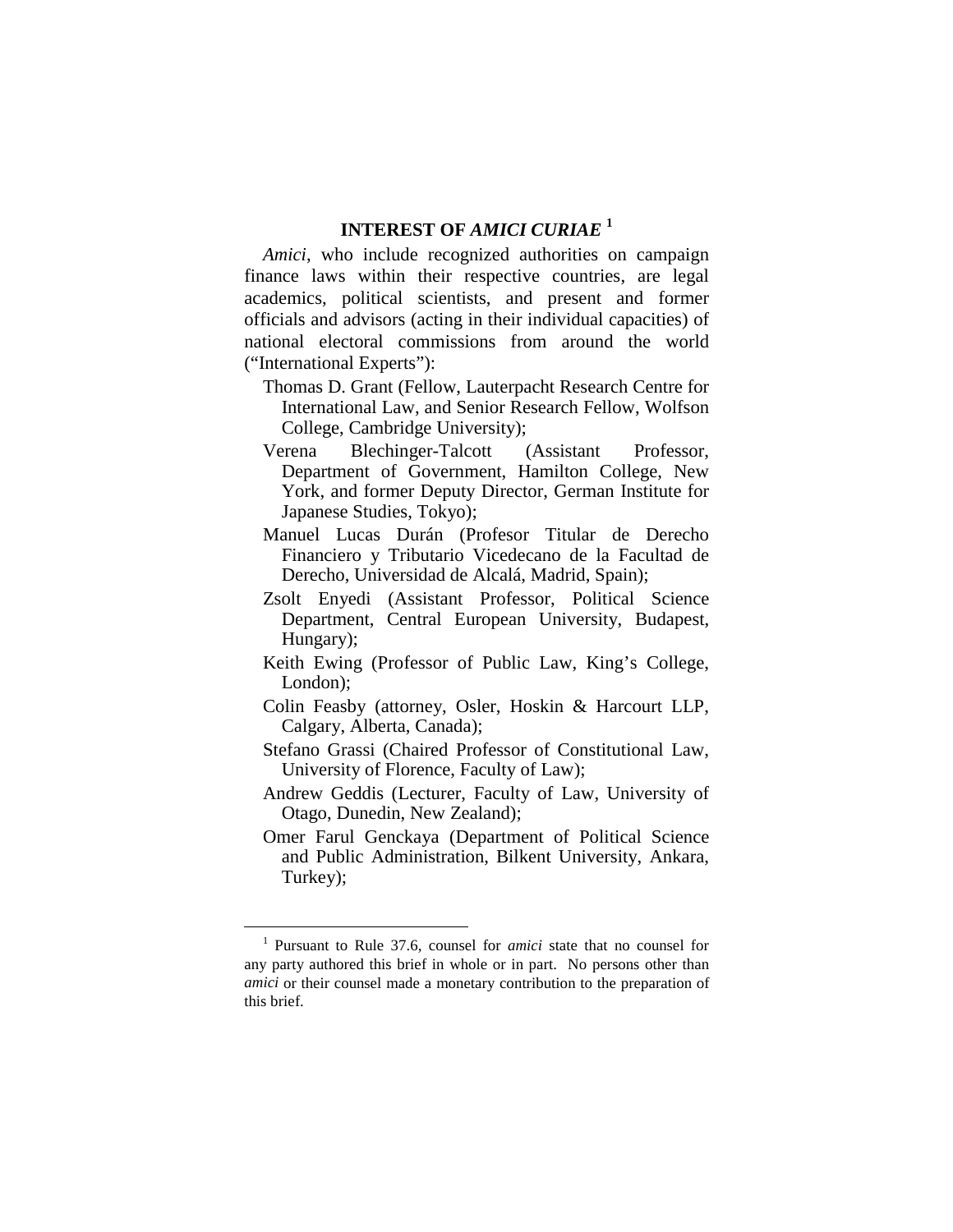## INTEREST OF *AMICI CURIAE* [1]

*Amici*, who include recognized authorities on campaign finance laws within their respective countries, are legal academics, political scientists, and present and former officials and advisors (acting in their individual capacities) of national electoral commissions from around the world ("International Experts"):

- Thomas D. Grant (Fellow, Lauterpacht Research Centre for International Law, and Senior Research Fellow, Wolfson College, Cambridge University);
- Verena Blechinger-Talcott (Assistant Professor, Department of Government, Hamilton College, New York, and former Deputy Director, German Institute for Japanese Studies, Tokyo);
- Manuel Lucas Durán (Profesor Titular de Derecho Financiero y Tributario Vicedecano de la Facultad de Derecho, Universidad de Alcalá, Madrid, Spain);
- Zsolt Enyedi (Assistant Professor, Political Science Department, Central European University, Budapest, Hungary);
- Keith Ewing (Professor of Public Law, King's College, London);
- Colin Feasby (attorney, Osler, Hoskin & Harcourt LLP, Calgary, Alberta, Canada);
- Stefano Grassi (Chaired Professor of Constitutional Law, University of Florence, Faculty of Law);
- Andrew Geddis (Lecturer, Faculty of Law, University of Otago, Dunedin, New Zealand);
- Omer Farul Genckaya (Department of Political Science and Public Administration, Bilkent University, Ankara, Turkey);

[1] Pursuant to Rule 37.6, counsel for *amici* state that no counsel for any party authored this brief in whole or in part. No persons other than *amici* or their counsel made a monetary contribution to the preparation of this brief.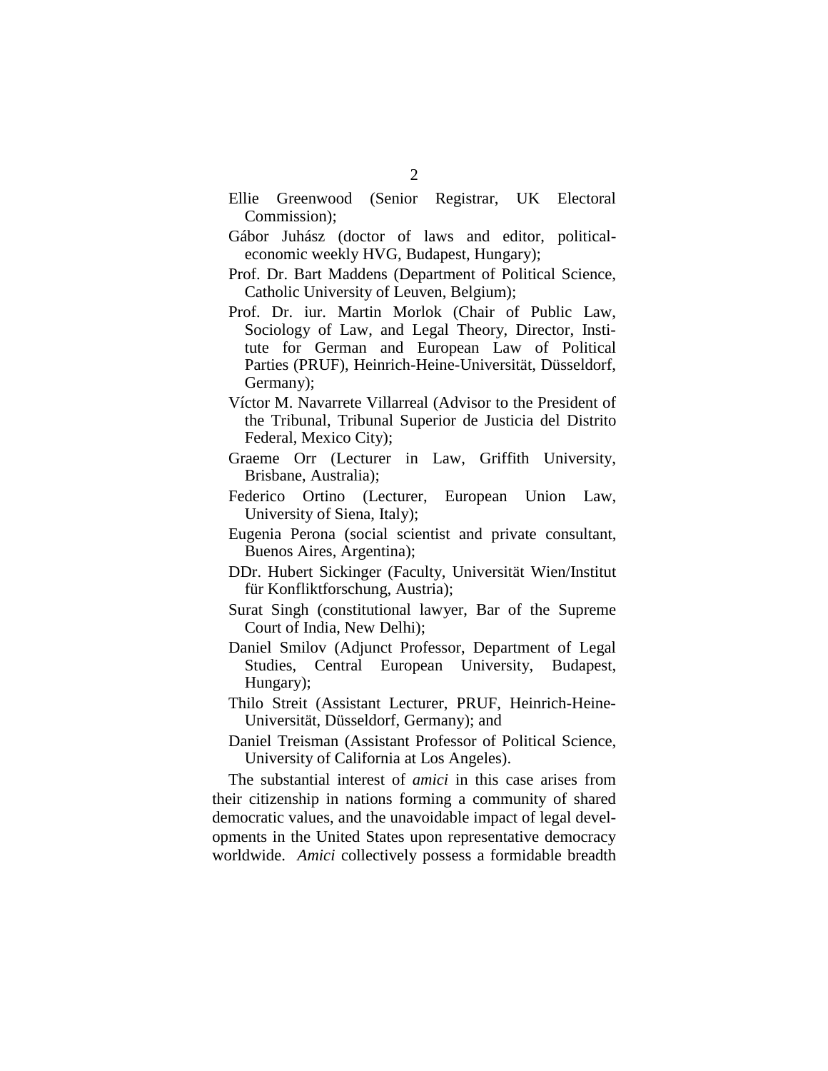Ellie Greenwood (Senior Registrar, UK Electoral Commission);

Gábor Juhász (doctor of laws and editor, political-economic weekly HVG, Budapest, Hungary);

Prof. Dr. Bart Maddens (Department of Political Science, Catholic University of Leuven, Belgium);

Prof. Dr. iur. Martin Morlok (Chair of Public Law, Sociology of Law, and Legal Theory, Director, Institute for German and European Law of Political Parties (PRUF), Heinrich-Heine-Universität, Düsseldorf, Germany);

Víctor M. Navarrete Villarreal (Advisor to the President of the Tribunal, Tribunal Superior de Justicia del Distrito Federal, Mexico City);

Graeme Orr (Lecturer in Law, Griffith University, Brisbane, Australia);

Federico Ortino (Lecturer, European Union Law, University of Siena, Italy);

Eugenia Perona (social scientist and private consultant, Buenos Aires, Argentina);

DDr. Hubert Sickinger (Faculty, Universität Wien/Institut für Konfliktforschung, Austria);

Surat Singh (constitutional lawyer, Bar of the Supreme Court of India, New Delhi);

Daniel Smilov (Adjunct Professor, Department of Legal Studies, Central European University, Budapest, Hungary);

Thilo Streit (Assistant Lecturer, PRUF, Heinrich-Heine-Universität, Düsseldorf, Germany); and

Daniel Treisman (Assistant Professor of Political Science, University of California at Los Angeles).

The substantial interest of *amici* in this case arises from their citizenship in nations forming a community of shared democratic values, and the unavoidable impact of legal developments in the United States upon representative democracy worldwide. *Amici* collectively possess a formidable breadth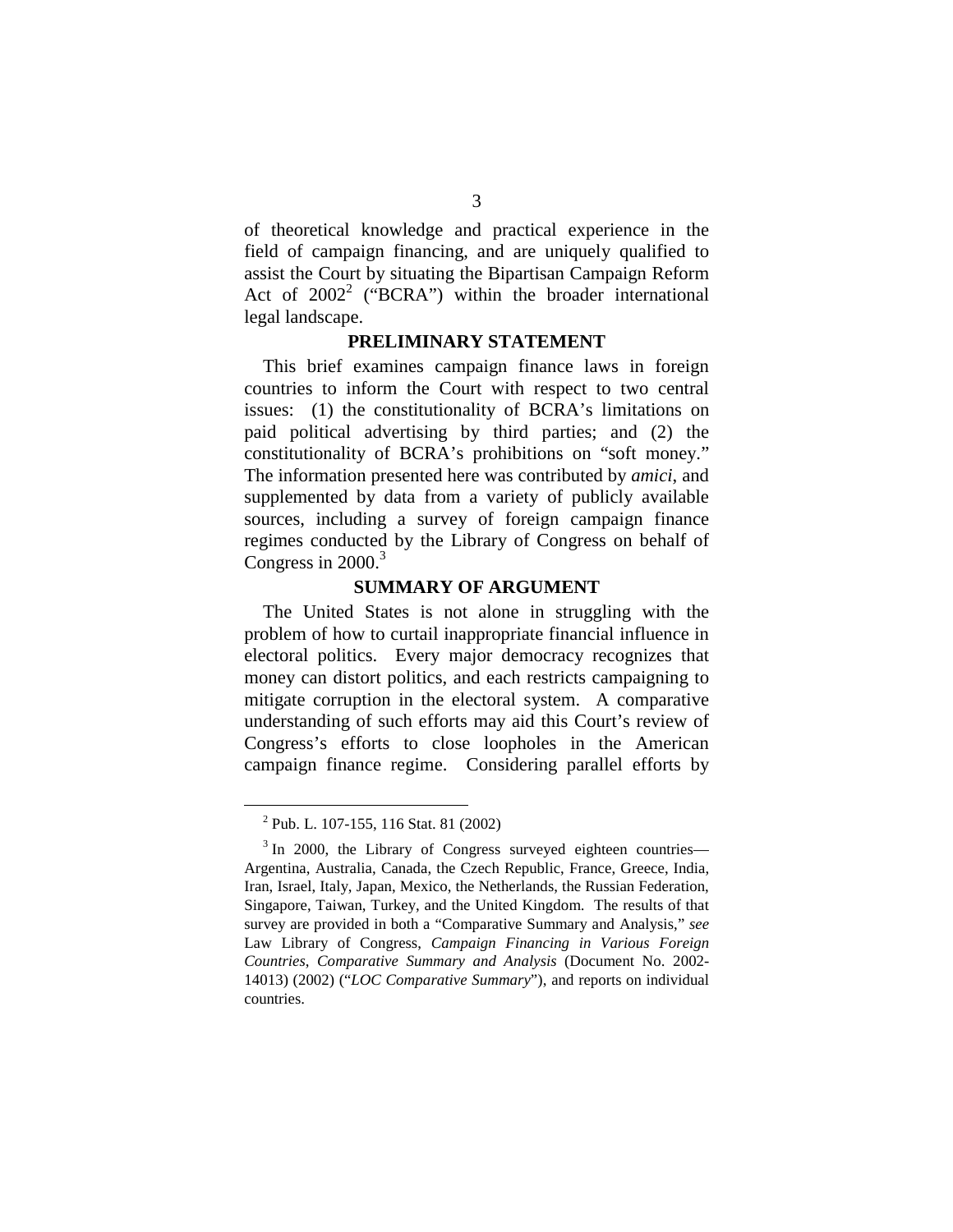of theoretical knowledge and practical experience in the field of campaign financing, and are uniquely qualified to assist the Court by situating the Bipartisan Campaign Reform Act of 2002[2] ("BCRA") within the broader international legal landscape.

## PRELIMINARY STATEMENT

This brief examines campaign finance laws in foreign countries to inform the Court with respect to two central issues: (1) the constitutionality of BCRA's limitations on paid political advertising by third parties; and (2) the constitutionality of BCRA's prohibitions on "soft money." The information presented here was contributed by *amici*, and supplemented by data from a variety of publicly available sources, including a survey of foreign campaign finance regimes conducted by the Library of Congress on behalf of Congress in 2000.[3]

## SUMMARY OF ARGUMENT

The United States is not alone in struggling with the problem of how to curtail inappropriate financial influence in electoral politics. Every major democracy recognizes that money can distort politics, and each restricts campaigning to mitigate corruption in the electoral system. A comparative understanding of such efforts may aid this Court's review of Congress's efforts to close loopholes in the American campaign finance regime. Considering parallel efforts by

---

[2] Pub. L. 107-155, 116 Stat. 81 (2002)

[3] In 2000, the Library of Congress surveyed eighteen countries—Argentina, Australia, Canada, the Czech Republic, France, Greece, India, Iran, Israel, Italy, Japan, Mexico, the Netherlands, the Russian Federation, Singapore, Taiwan, Turkey, and the United Kingdom. The results of that survey are provided in both a "Comparative Summary and Analysis," *see* Law Library of Congress, *Campaign Financing in Various Foreign Countries, Comparative Summary and Analysis* (Document No. 2002-14013) (2002) ("*LOC Comparative Summary*"), and reports on individual countries.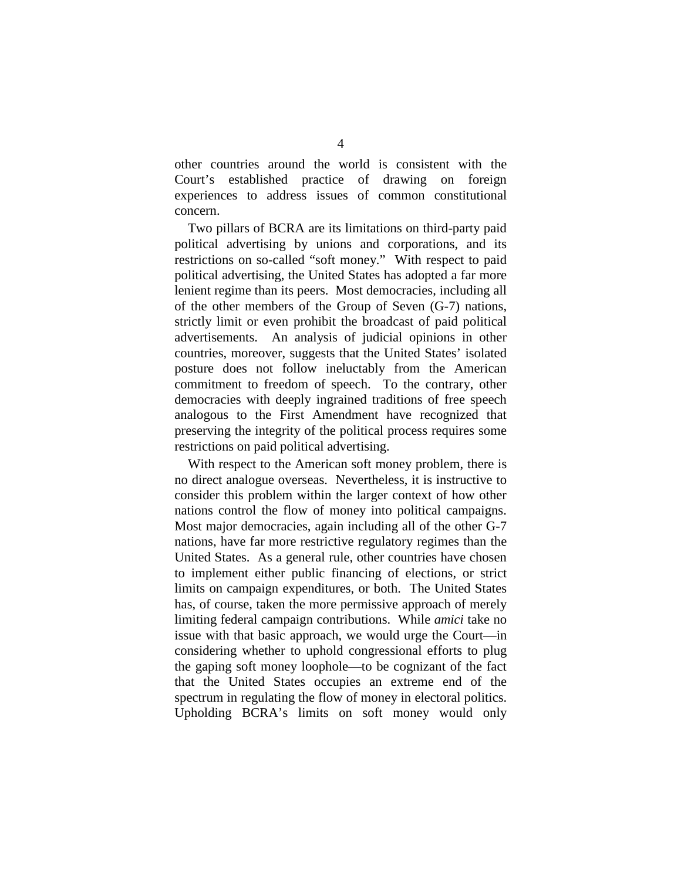other countries around the world is consistent with the Court's established practice of drawing on foreign experiences to address issues of common constitutional concern.

Two pillars of BCRA are its limitations on third-party paid political advertising by unions and corporations, and its restrictions on so-called "soft money." With respect to paid political advertising, the United States has adopted a far more lenient regime than its peers. Most democracies, including all of the other members of the Group of Seven (G-7) nations, strictly limit or even prohibit the broadcast of paid political advertisements. An analysis of judicial opinions in other countries, moreover, suggests that the United States' isolated posture does not follow ineluctably from the American commitment to freedom of speech. To the contrary, other democracies with deeply ingrained traditions of free speech analogous to the First Amendment have recognized that preserving the integrity of the political process requires some restrictions on paid political advertising.

With respect to the American soft money problem, there is no direct analogue overseas. Nevertheless, it is instructive to consider this problem within the larger context of how other nations control the flow of money into political campaigns. Most major democracies, again including all of the other G-7 nations, have far more restrictive regulatory regimes than the United States. As a general rule, other countries have chosen to implement either public financing of elections, or strict limits on campaign expenditures, or both. The United States has, of course, taken the more permissive approach of merely limiting federal campaign contributions. While *amici* take no issue with that basic approach, we would urge the Court—in considering whether to uphold congressional efforts to plug the gaping soft money loophole—to be cognizant of the fact that the United States occupies an extreme end of the spectrum in regulating the flow of money in electoral politics. Upholding BCRA's limits on soft money would only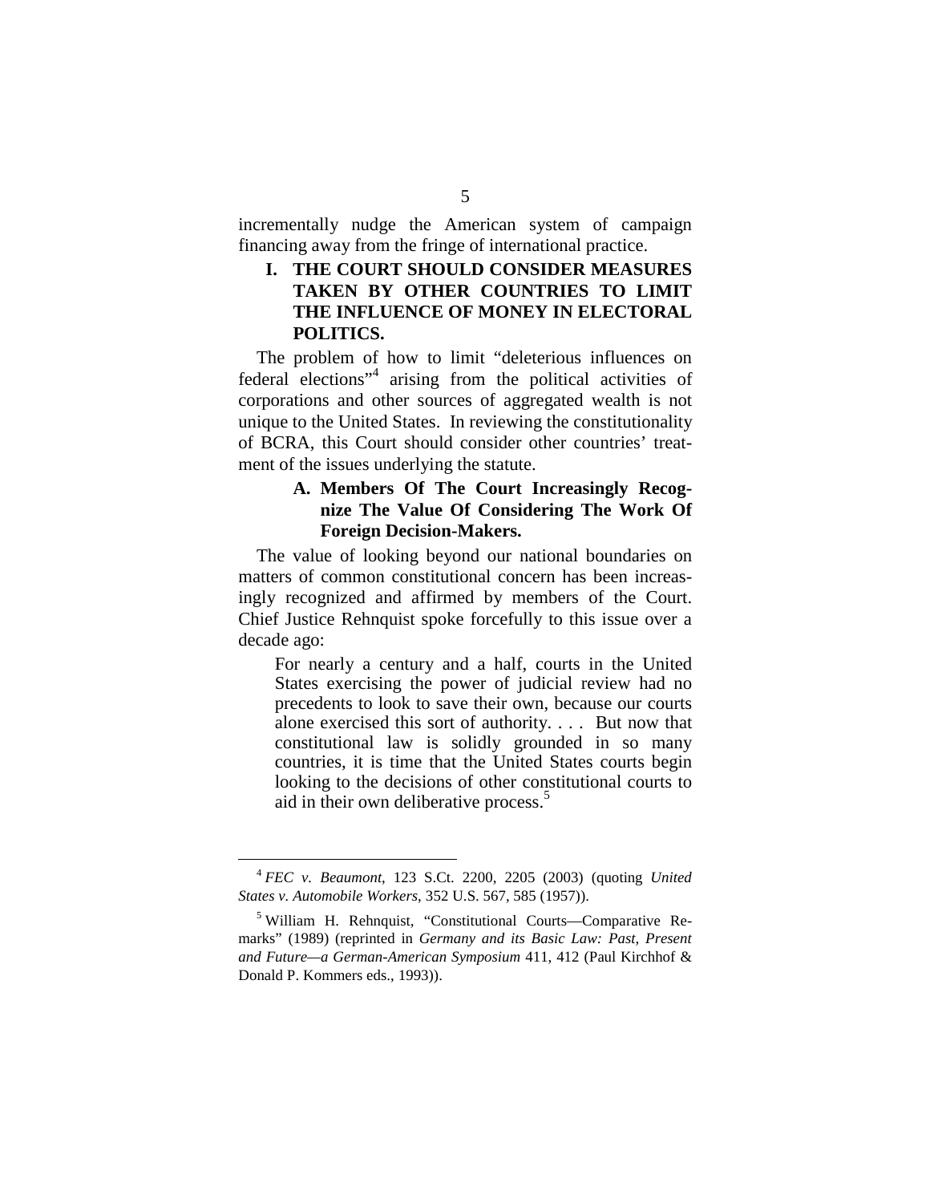incrementally nudge the American system of campaign financing away from the fringe of international practice.

## I. THE COURT SHOULD CONSIDER MEASURES TAKEN BY OTHER COUNTRIES TO LIMIT THE INFLUENCE OF MONEY IN ELECTORAL POLITICS.

The problem of how to limit "deleterious influences on federal elections"[4] arising from the political activities of corporations and other sources of aggregated wealth is not unique to the United States. In reviewing the constitutionality of BCRA, this Court should consider other countries' treatment of the issues underlying the statute.

### A. Members Of The Court Increasingly Recognize The Value Of Considering The Work Of Foreign Decision-Makers.

The value of looking beyond our national boundaries on matters of common constitutional concern has been increasingly recognized and affirmed by members of the Court. Chief Justice Rehnquist spoke forcefully to this issue over a decade ago:

> For nearly a century and a half, courts in the United States exercising the power of judicial review had no precedents to look to save their own, because our courts alone exercised this sort of authority. . . . But now that constitutional law is solidly grounded in so many countries, it is time that the United States courts begin looking to the decisions of other constitutional courts to aid in their own deliberative process.[5]

---

[4] *FEC v. Beaumont*, 123 S.Ct. 2200, 2205 (2003) (quoting *United States v. Automobile Workers*, 352 U.S. 567, 585 (1957)).

[5] William H. Rehnquist, "Constitutional Courts—Comparative Remarks" (1989) (reprinted in *Germany and its Basic Law: Past, Present and Future—a German-American Symposium* 411, 412 (Paul Kirchhof & Donald P. Kommers eds., 1993)).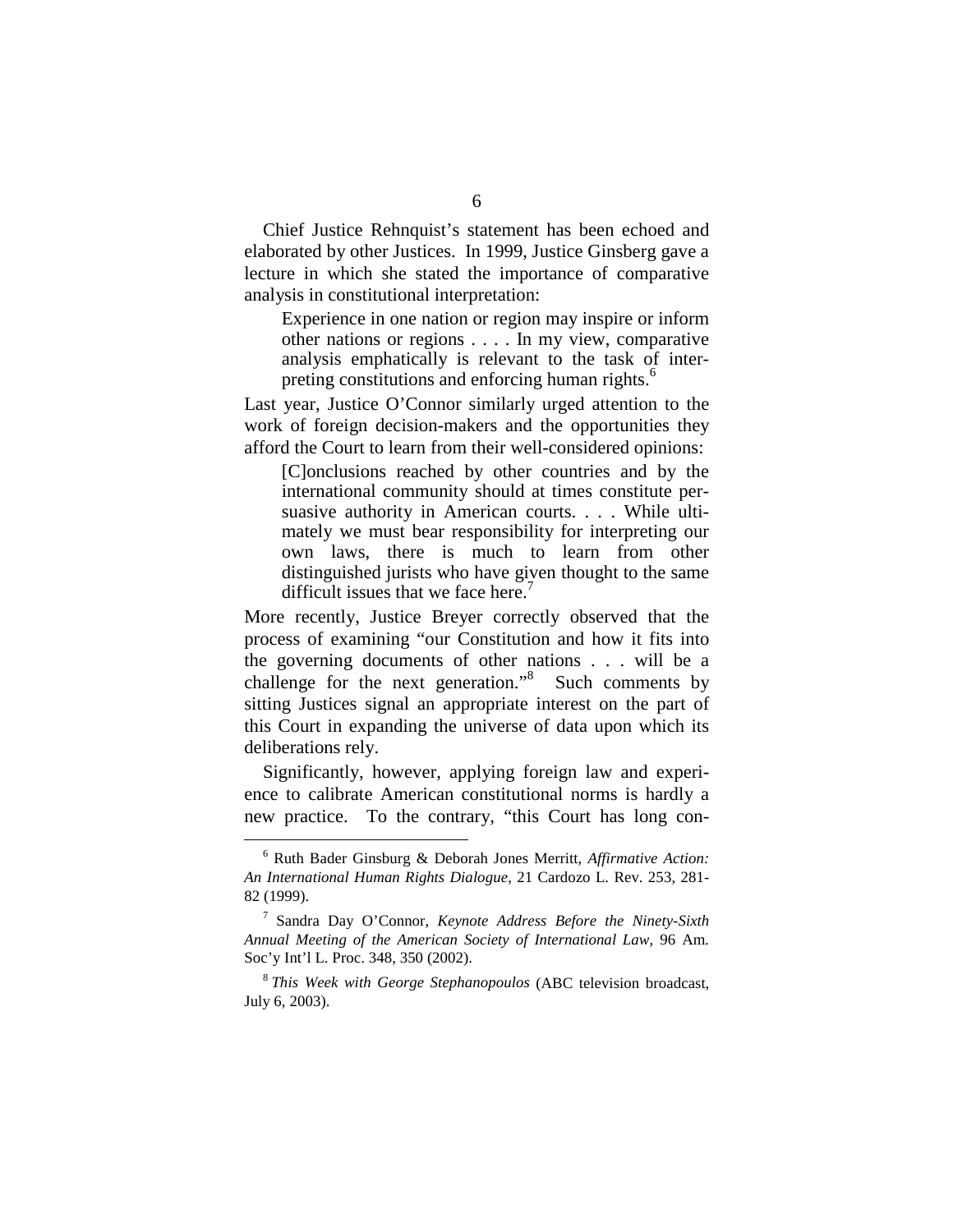Chief Justice Rehnquist's statement has been echoed and elaborated by other Justices. In 1999, Justice Ginsberg gave a lecture in which she stated the importance of comparative analysis in constitutional interpretation:

> Experience in one nation or region may inspire or inform other nations or regions . . . . In my view, comparative analysis emphatically is relevant to the task of interpreting constitutions and enforcing human rights.[6]

Last year, Justice O'Connor similarly urged attention to the work of foreign decision-makers and the opportunities they afford the Court to learn from their well-considered opinions:

> [C]onclusions reached by other countries and by the international community should at times constitute persuasive authority in American courts. . . . While ultimately we must bear responsibility for interpreting our own laws, there is much to learn from other distinguished jurists who have given thought to the same difficult issues that we face here.[7]

More recently, Justice Breyer correctly observed that the process of examining "our Constitution and how it fits into the governing documents of other nations . . . will be a challenge for the next generation."[8] Such comments by sitting Justices signal an appropriate interest on the part of this Court in expanding the universe of data upon which its deliberations rely.

Significantly, however, applying foreign law and experience to calibrate American constitutional norms is hardly a new practice. To the contrary, "this Court has long con-

---

[6] Ruth Bader Ginsburg & Deborah Jones Merritt, *Affirmative Action: An International Human Rights Dialogue*, 21 Cardozo L. Rev. 253, 281-82 (1999).

[7] Sandra Day O'Connor, *Keynote Address Before the Ninety-Sixth Annual Meeting of the American Society of International Law*, 96 Am. Soc'y Int'l L. Proc. 348, 350 (2002).

[8] *This Week with George Stephanopoulos* (ABC television broadcast, July 6, 2003).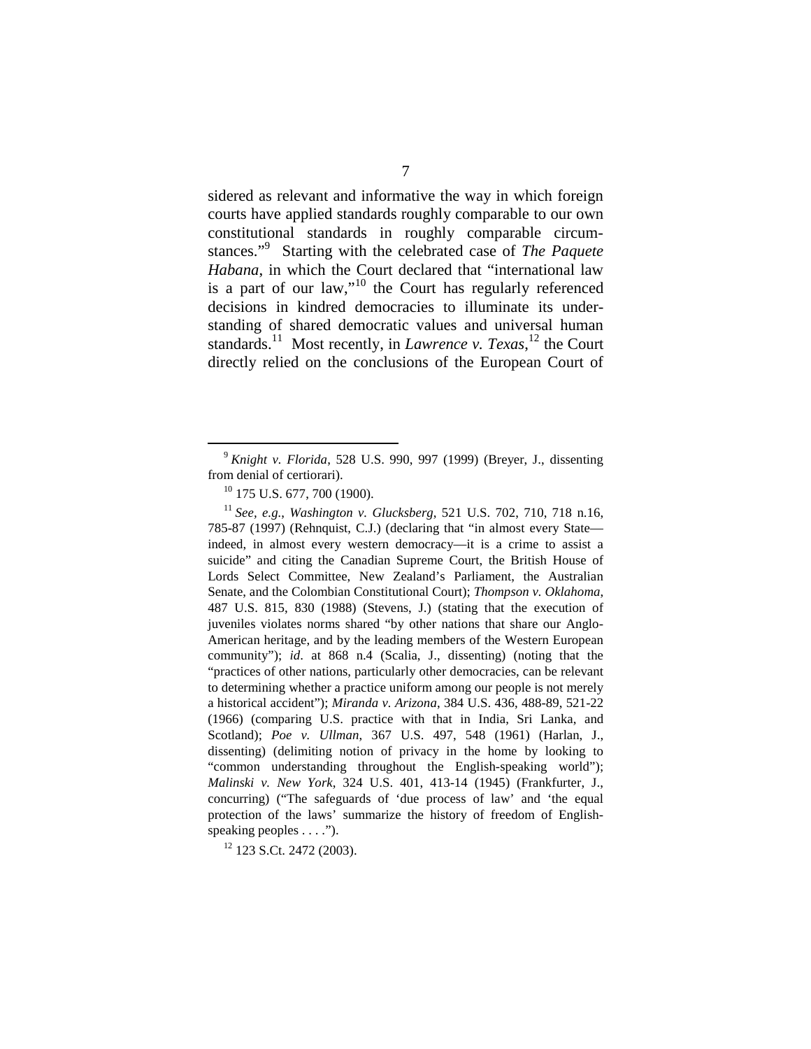sidered as relevant and informative the way in which foreign courts have applied standards roughly comparable to our own constitutional standards in roughly comparable circumstances."[9] Starting with the celebrated case of *The Paquete Habana*, in which the Court declared that "international law is a part of our law,"[10] the Court has regularly referenced decisions in kindred democracies to illuminate its understanding of shared democratic values and universal human standards.[11] Most recently, in *Lawrence v. Texas*,[12] the Court directly relied on the conclusions of the European Court of

---

[9] *Knight v. Florida*, 528 U.S. 990, 997 (1999) (Breyer, J., dissenting from denial of certiorari).

[10] 175 U.S. 677, 700 (1900).

[11] *See, e.g.*, *Washington v. Glucksberg*, 521 U.S. 702, 710, 718 n.16, 785-87 (1997) (Rehnquist, C.J.) (declaring that "in almost every State—indeed, in almost every western democracy—it is a crime to assist a suicide" and citing the Canadian Supreme Court, the British House of Lords Select Committee, New Zealand's Parliament, the Australian Senate, and the Colombian Constitutional Court); *Thompson v. Oklahoma*, 487 U.S. 815, 830 (1988) (Stevens, J.) (stating that the execution of juveniles violates norms shared "by other nations that share our Anglo-American heritage, and by the leading members of the Western European community"); *id*. at 868 n.4 (Scalia, J., dissenting) (noting that the "practices of other nations, particularly other democracies, can be relevant to determining whether a practice uniform among our people is not merely a historical accident"); *Miranda v. Arizona*, 384 U.S. 436, 488-89, 521-22 (1966) (comparing U.S. practice with that in India, Sri Lanka, and Scotland); *Poe v. Ullman*, 367 U.S. 497, 548 (1961) (Harlan, J., dissenting) (delimiting notion of privacy in the home by looking to "common understanding throughout the English-speaking world"); *Malinski v. New York*, 324 U.S. 401, 413-14 (1945) (Frankfurter, J., concurring) ("The safeguards of 'due process of law' and 'the equal protection of the laws' summarize the history of freedom of English-speaking peoples . . . .").

[12] 123 S.Ct. 2472 (2003).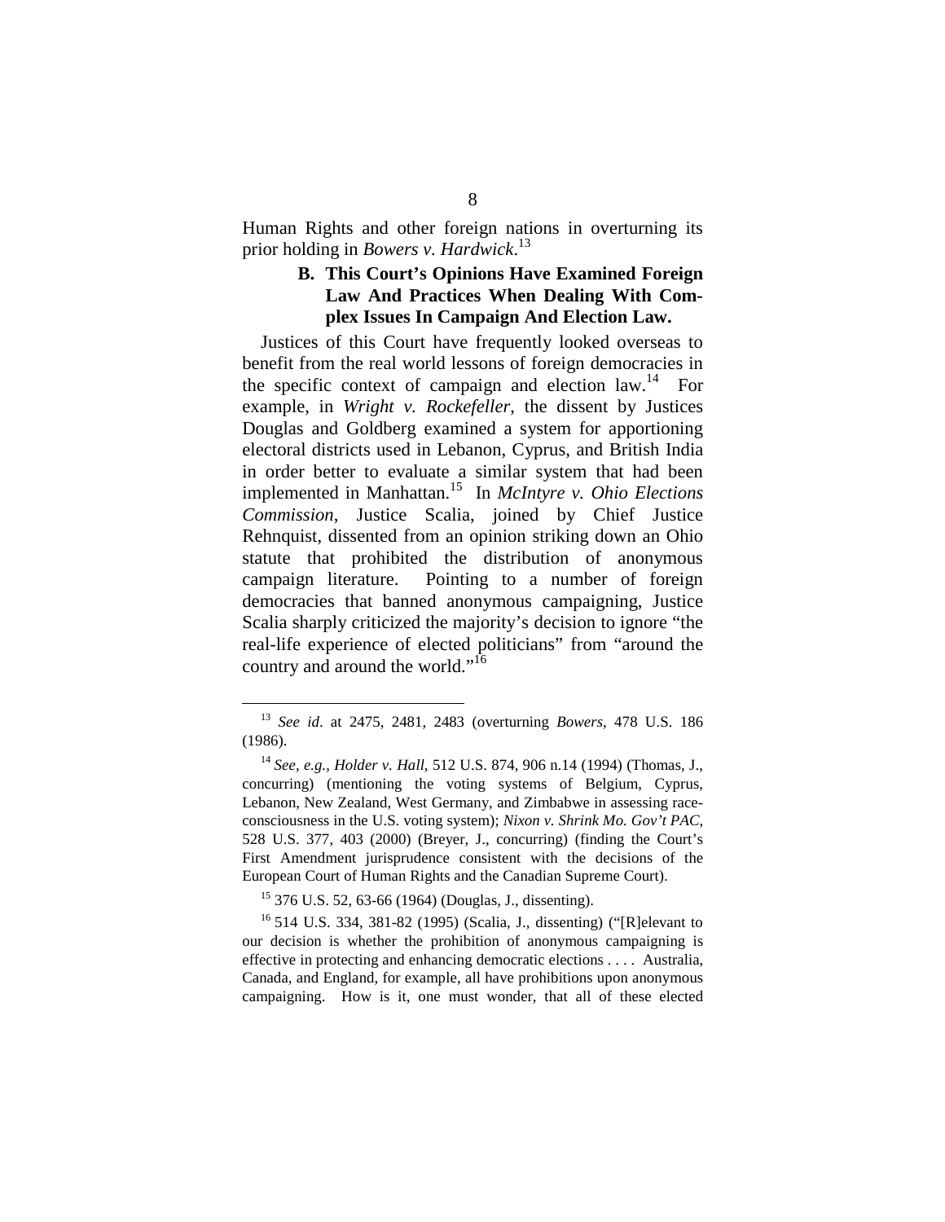Human Rights and other foreign nations in overturning its prior holding in *Bowers v. Hardwick*.[13]

### B. This Court's Opinions Have Examined Foreign Law And Practices When Dealing With Complex Issues In Campaign And Election Law.

Justices of this Court have frequently looked overseas to benefit from the real world lessons of foreign democracies in the specific context of campaign and election law.[14] For example, in *Wright v. Rockefeller*, the dissent by Justices Douglas and Goldberg examined a system for apportioning electoral districts used in Lebanon, Cyprus, and British India in order better to evaluate a similar system that had been implemented in Manhattan.[15] In *McIntyre v. Ohio Elections Commission*, Justice Scalia, joined by Chief Justice Rehnquist, dissented from an opinion striking down an Ohio statute that prohibited the distribution of anonymous campaign literature. Pointing to a number of foreign democracies that banned anonymous campaigning, Justice Scalia sharply criticized the majority's decision to ignore "the real-life experience of elected politicians" from "around the country and around the world."[16]

---

[13] *See id*. at 2475, 2481, 2483 (overturning *Bowers*, 478 U.S. 186 (1986).

[14] *See, e.g.*, *Holder v. Hall*, 512 U.S. 874, 906 n.14 (1994) (Thomas, J., concurring) (mentioning the voting systems of Belgium, Cyprus, Lebanon, New Zealand, West Germany, and Zimbabwe in assessing race-consciousness in the U.S. voting system); *Nixon v. Shrink Mo. Gov't PAC*, 528 U.S. 377, 403 (2000) (Breyer, J., concurring) (finding the Court's First Amendment jurisprudence consistent with the decisions of the European Court of Human Rights and the Canadian Supreme Court).

[15] 376 U.S. 52, 63-66 (1964) (Douglas, J., dissenting).

[16] 514 U.S. 334, 381-82 (1995) (Scalia, J., dissenting) ("[R]elevant to our decision is whether the prohibition of anonymous campaigning is effective in protecting and enhancing democratic elections . . . . Australia, Canada, and England, for example, all have prohibitions upon anonymous campaigning. How is it, one must wonder, that all of these elected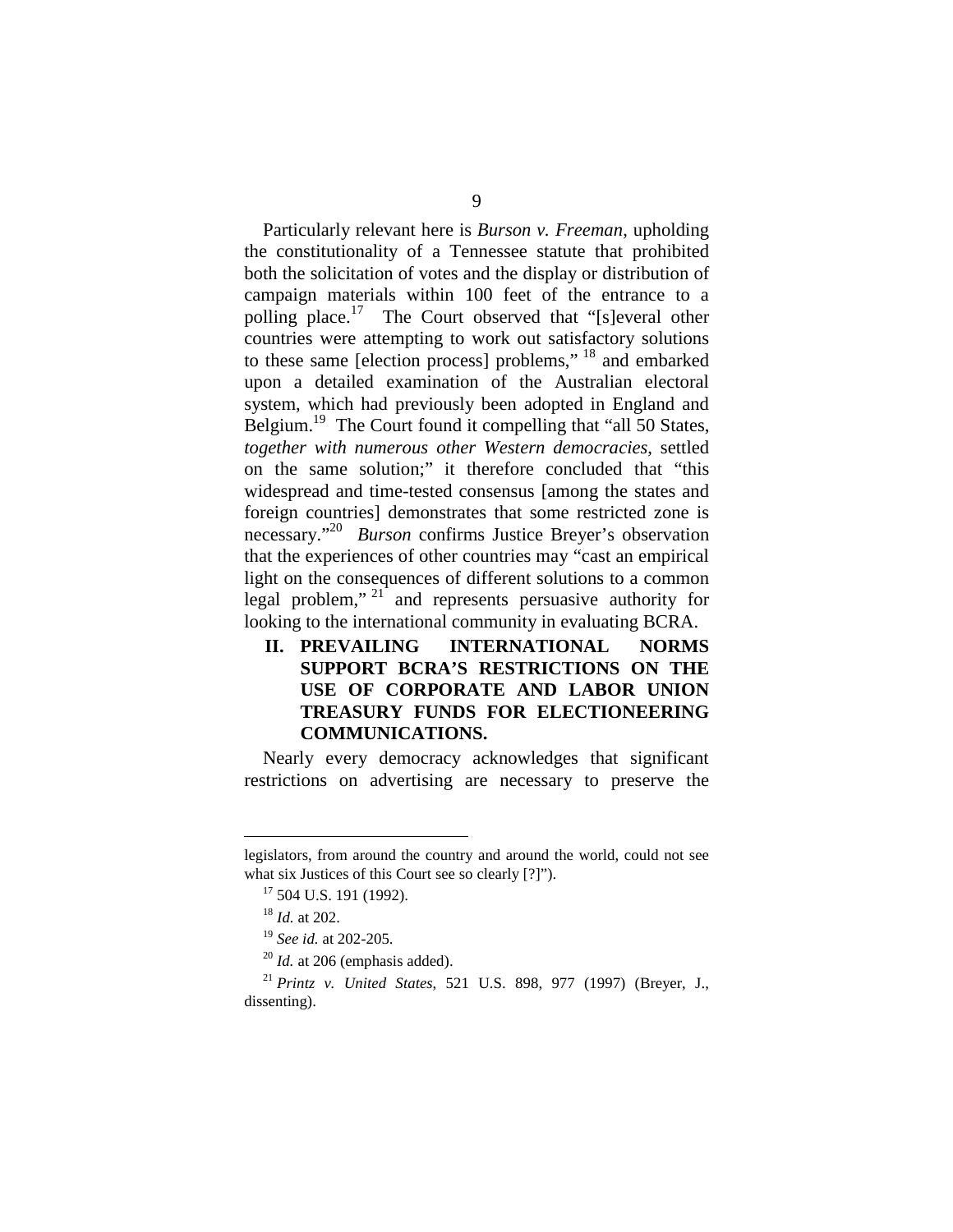Particularly relevant here is *Burson v. Freeman*, upholding the constitutionality of a Tennessee statute that prohibited both the solicitation of votes and the display or distribution of campaign materials within 100 feet of the entrance to a polling place.[17] The Court observed that "[s]everal other countries were attempting to work out satisfactory solutions to these same [election process] problems,"[18] and embarked upon a detailed examination of the Australian electoral system, which had previously been adopted in England and Belgium.[19] The Court found it compelling that "all 50 States, *together with numerous other Western democracies*, settled on the same solution;" it therefore concluded that "this widespread and time-tested consensus [among the states and foreign countries] demonstrates that some restricted zone is necessary."[20] *Burson* confirms Justice Breyer's observation that the experiences of other countries may "cast an empirical light on the consequences of different solutions to a common legal problem,"[21] and represents persuasive authority for looking to the international community in evaluating BCRA.

## II. PREVAILING INTERNATIONAL NORMS SUPPORT BCRA'S RESTRICTIONS ON THE USE OF CORPORATE AND LABOR UNION TREASURY FUNDS FOR ELECTIONEERING COMMUNICATIONS.

Nearly every democracy acknowledges that significant restrictions on advertising are necessary to preserve the

---

legislators, from around the country and around the world, could not see what six Justices of this Court see so clearly [?]").

[17] 504 U.S. 191 (1992).

[18] *Id.* at 202.

[19] *See id.* at 202-205.

[20] *Id.* at 206 (emphasis added).

[21] *Printz v. United States*, 521 U.S. 898, 977 (1997) (Breyer, J., dissenting).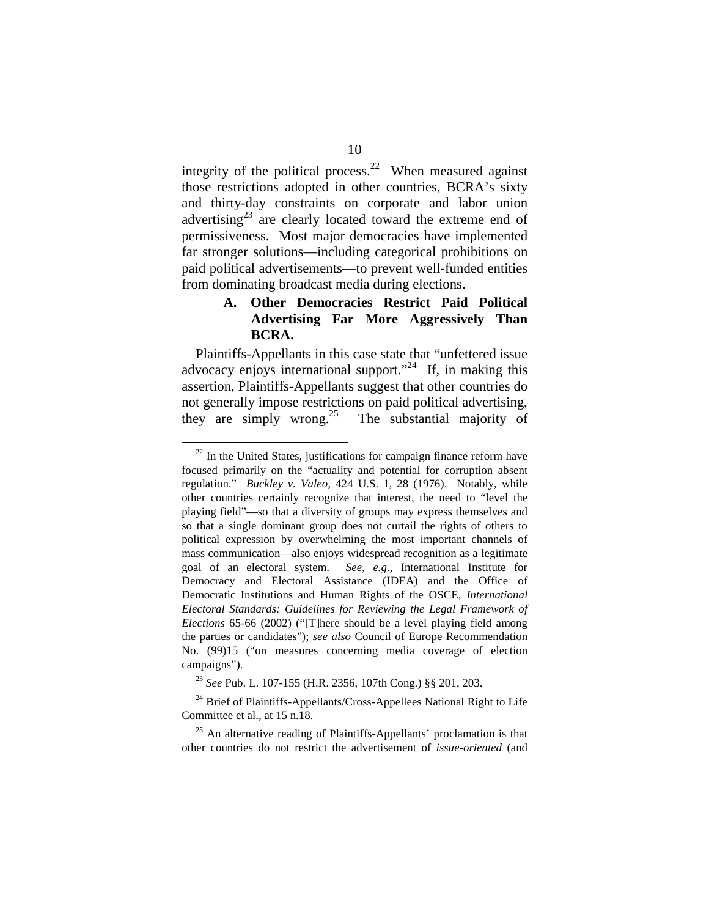integrity of the political process.[22] When measured against those restrictions adopted in other countries, BCRA's sixty and thirty-day constraints on corporate and labor union advertising[23] are clearly located toward the extreme end of permissiveness. Most major democracies have implemented far stronger solutions—including categorical prohibitions on paid political advertisements—to prevent well-funded entities from dominating broadcast media during elections.

### A. Other Democracies Restrict Paid Political Advertising Far More Aggressively Than BCRA.

Plaintiffs-Appellants in this case state that "unfettered issue advocacy enjoys international support."[24] If, in making this assertion, Plaintiffs-Appellants suggest that other countries do not generally impose restrictions on paid political advertising, they are simply wrong.[25] The substantial majority of

---

[22] In the United States, justifications for campaign finance reform have focused primarily on the "actuality and potential for corruption absent regulation." *Buckley v. Valeo*, 424 U.S. 1, 28 (1976). Notably, while other countries certainly recognize that interest, the need to "level the playing field"—so that a diversity of groups may express themselves and so that a single dominant group does not curtail the rights of others to political expression by overwhelming the most important channels of mass communication—also enjoys widespread recognition as a legitimate goal of an electoral system. *See, e.g.*, International Institute for Democracy and Electoral Assistance (IDEA) and the Office of Democratic Institutions and Human Rights of the OSCE, *International Electoral Standards: Guidelines for Reviewing the Legal Framework of Elections* 65-66 (2002) ("[T]here should be a level playing field among the parties or candidates"); *see also* Council of Europe Recommendation No. (99)15 ("on measures concerning media coverage of election campaigns").

[23] *See* Pub. L. 107-155 (H.R. 2356, 107th Cong.) §§ 201, 203.

[24] Brief of Plaintiffs-Appellants/Cross-Appellees National Right to Life Committee et al., at 15 n.18.

[25] An alternative reading of Plaintiffs-Appellants' proclamation is that other countries do not restrict the advertisement of *issue-oriented* (and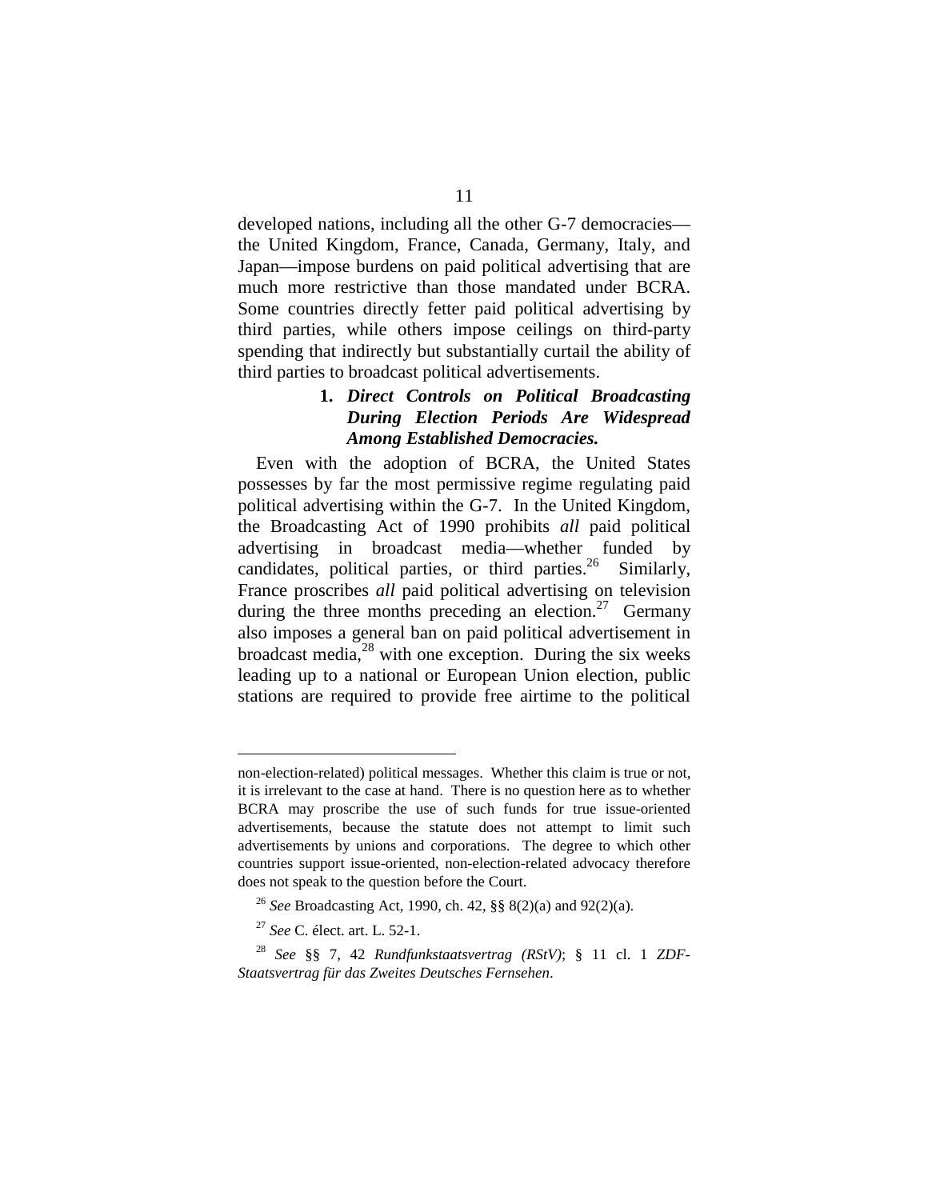developed nations, including all the other G-7 democracies—the United Kingdom, France, Canada, Germany, Italy, and Japan—impose burdens on paid political advertising that are much more restrictive than those mandated under BCRA. Some countries directly fetter paid political advertising by third parties, while others impose ceilings on third-party spending that indirectly but substantially curtail the ability of third parties to broadcast political advertisements.

**1. *Direct Controls on Political Broadcasting During Election Periods Are Widespread Among Established Democracies.***

Even with the adoption of BCRA, the United States possesses by far the most permissive regime regulating paid political advertising within the G-7. In the United Kingdom, the Broadcasting Act of 1990 prohibits *all* paid political advertising in broadcast media—whether funded by candidates, political parties, or third parties.[26] Similarly, France proscribes *all* paid political advertising on television during the three months preceding an election.[27] Germany also imposes a general ban on paid political advertisement in broadcast media,[28] with one exception. During the six weeks leading up to a national or European Union election, public stations are required to provide free airtime to the political

---

non-election-related) political messages. Whether this claim is true or not, it is irrelevant to the case at hand. There is no question here as to whether BCRA may proscribe the use of such funds for true issue-oriented advertisements, because the statute does not attempt to limit such advertisements by unions and corporations. The degree to which other countries support issue-oriented, non-election-related advocacy therefore does not speak to the question before the Court.

[26] *See* Broadcasting Act, 1990, ch. 42, §§ 8(2)(a) and 92(2)(a).

[27] *See* C. élect. art. L. 52-1.

[28] *See* §§ 7, 42 *Rundfunkstaatsvertrag (RStV)*; § 11 cl. 1 *ZDF-Staatsvertrag für das Zweites Deutsches Fernsehen*.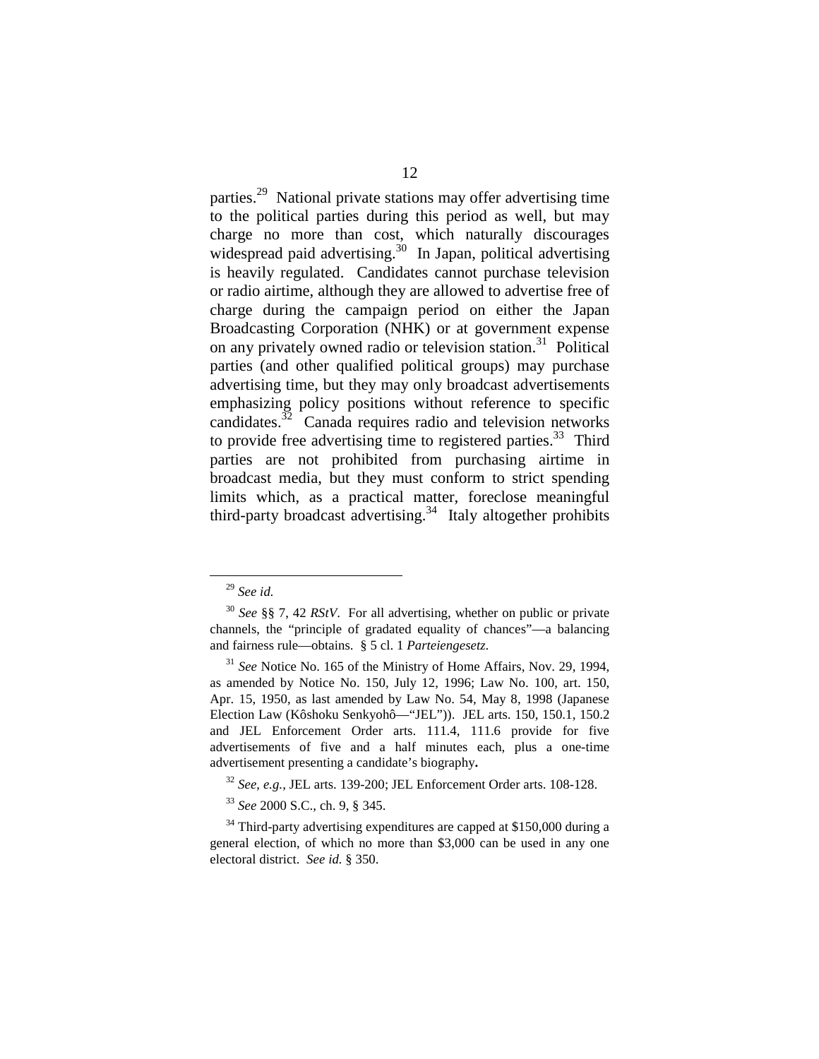parties.[29] National private stations may offer advertising time to the political parties during this period as well, but may charge no more than cost, which naturally discourages widespread paid advertising.[30] In Japan, political advertising is heavily regulated. Candidates cannot purchase television or radio airtime, although they are allowed to advertise free of charge during the campaign period on either the Japan Broadcasting Corporation (NHK) or at government expense on any privately owned radio or television station.[31] Political parties (and other qualified political groups) may purchase advertising time, but they may only broadcast advertisements emphasizing policy positions without reference to specific candidates.[32] Canada requires radio and television networks to provide free advertising time to registered parties.[33] Third parties are not prohibited from purchasing airtime in broadcast media, but they must conform to strict spending limits which, as a practical matter, foreclose meaningful third-party broadcast advertising.[34] Italy altogether prohibits

---

[29] *See id.*

[30] *See* §§ 7, 42 *RStV*. For all advertising, whether on public or private channels, the "principle of gradated equality of chances"—a balancing and fairness rule—obtains. § 5 cl. 1 *Parteiengesetz*.

[31] *See* Notice No. 165 of the Ministry of Home Affairs, Nov. 29, 1994, as amended by Notice No. 150, July 12, 1996; Law No. 100, art. 150, Apr. 15, 1950, as last amended by Law No. 54, May 8, 1998 (Japanese Election Law (Kôshoku Senkyohô—"JEL")). JEL arts. 150, 150.1, 150.2 and JEL Enforcement Order arts. 111.4, 111.6 provide for five advertisements of five and a half minutes each, plus a one-time advertisement presenting a candidate's biography.

[32] *See, e.g.,* JEL arts. 139-200; JEL Enforcement Order arts. 108-128.

[33] *See* 2000 S.C., ch. 9, § 345.

[34] Third-party advertising expenditures are capped at $150,000 during a general election, of which no more than $3,000 can be used in any one electoral district. *See id.* § 350.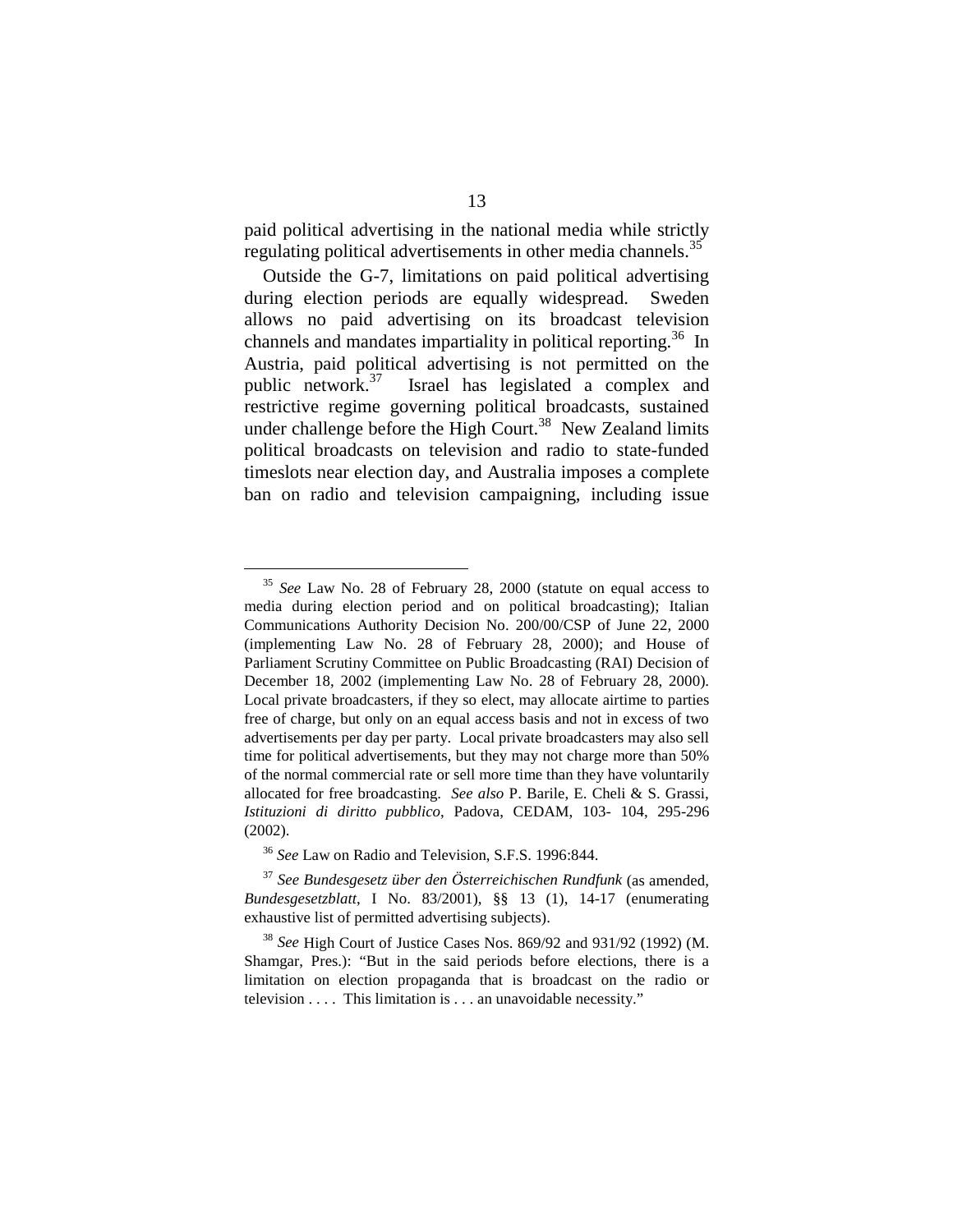paid political advertising in the national media while strictly regulating political advertisements in other media channels.[35]

Outside the G-7, limitations on paid political advertising during election periods are equally widespread. Sweden allows no paid advertising on its broadcast television channels and mandates impartiality in political reporting.[36] In Austria, paid political advertising is not permitted on the public network.[37] Israel has legislated a complex and restrictive regime governing political broadcasts, sustained under challenge before the High Court.[38] New Zealand limits political broadcasts on television and radio to state-funded timeslots near election day, and Australia imposes a complete ban on radio and television campaigning, including issue

---

[35] *See* Law No. 28 of February 28, 2000 (statute on equal access to media during election period and on political broadcasting); Italian Communications Authority Decision No. 200/00/CSP of June 22, 2000 (implementing Law No. 28 of February 28, 2000); and House of Parliament Scrutiny Committee on Public Broadcasting (RAI) Decision of December 18, 2002 (implementing Law No. 28 of February 28, 2000). Local private broadcasters, if they so elect, may allocate airtime to parties free of charge, but only on an equal access basis and not in excess of two advertisements per day per party. Local private broadcasters may also sell time for political advertisements, but they may not charge more than 50% of the normal commercial rate or sell more time than they have voluntarily allocated for free broadcasting. *See also* P. Barile, E. Cheli & S. Grassi, *Istituzioni di diritto pubblico*, Padova, CEDAM, 103- 104, 295-296 (2002).

[36] *See* Law on Radio and Television, S.F.S. 1996:844.

[37] *See Bundesgesetz über den Österreichischen Rundfunk* (as amended, *Bundesgesetzblatt*, I No. 83/2001), §§ 13 (1), 14-17 (enumerating exhaustive list of permitted advertising subjects).

[38] *See* High Court of Justice Cases Nos. 869/92 and 931/92 (1992) (M. Shamgar, Pres.): "But in the said periods before elections, there is a limitation on election propaganda that is broadcast on the radio or television . . . . This limitation is . . . an unavoidable necessity."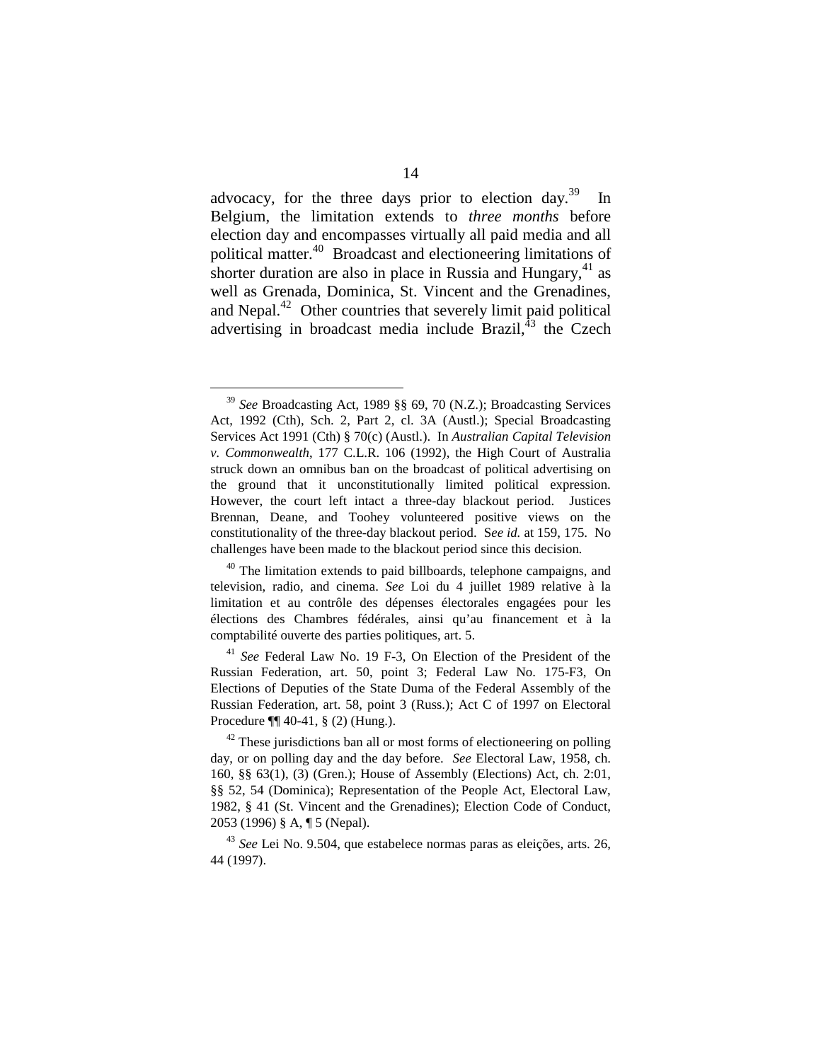advocacy, for the three days prior to election day.[39] In Belgium, the limitation extends to *three months* before election day and encompasses virtually all paid media and all political matter.[40] Broadcast and electioneering limitations of shorter duration are also in place in Russia and Hungary,[41] as well as Grenada, Dominica, St. Vincent and the Grenadines, and Nepal.[42] Other countries that severely limit paid political advertising in broadcast media include Brazil,[43] the Czech

---

[39] *See* Broadcasting Act, 1989 §§ 69, 70 (N.Z.); Broadcasting Services Act, 1992 (Cth), Sch. 2, Part 2, cl. 3A (Austl.); Special Broadcasting Services Act 1991 (Cth) § 70(c) (Austl.). In *Australian Capital Television v. Commonwealth*, 177 C.L.R. 106 (1992), the High Court of Australia struck down an omnibus ban on the broadcast of political advertising on the ground that it unconstitutionally limited political expression. However, the court left intact a three-day blackout period. Justices Brennan, Deane, and Toohey volunteered positive views on the constitutionality of the three-day blackout period. S*ee id.* at 159, 175. No challenges have been made to the blackout period since this decision.

[40] The limitation extends to paid billboards, telephone campaigns, and television, radio, and cinema. *See* Loi du 4 juillet 1989 relative à la limitation et au contrôle des dépenses électorales engagées pour les élections des Chambres fédérales, ainsi qu'au financement et à la comptabilité ouverte des parties politiques, art. 5.

[41] *See* Federal Law No. 19 F-3, On Election of the President of the Russian Federation, art. 50, point 3; Federal Law No. 175-F3, On Elections of Deputies of the State Duma of the Federal Assembly of the Russian Federation, art. 58, point 3 (Russ.); Act C of 1997 on Electoral Procedure ¶¶ 40-41, § (2) (Hung.).

[42] These jurisdictions ban all or most forms of electioneering on polling day, or on polling day and the day before. *See* Electoral Law, 1958, ch. 160, §§ 63(1), (3) (Gren.); House of Assembly (Elections) Act, ch. 2:01, §§ 52, 54 (Dominica); Representation of the People Act, Electoral Law, 1982, § 41 (St. Vincent and the Grenadines); Election Code of Conduct, 2053 (1996) § A, ¶ 5 (Nepal).

[43] *See* Lei No. 9.504, que estabelece normas paras as eleições, arts. 26, 44 (1997).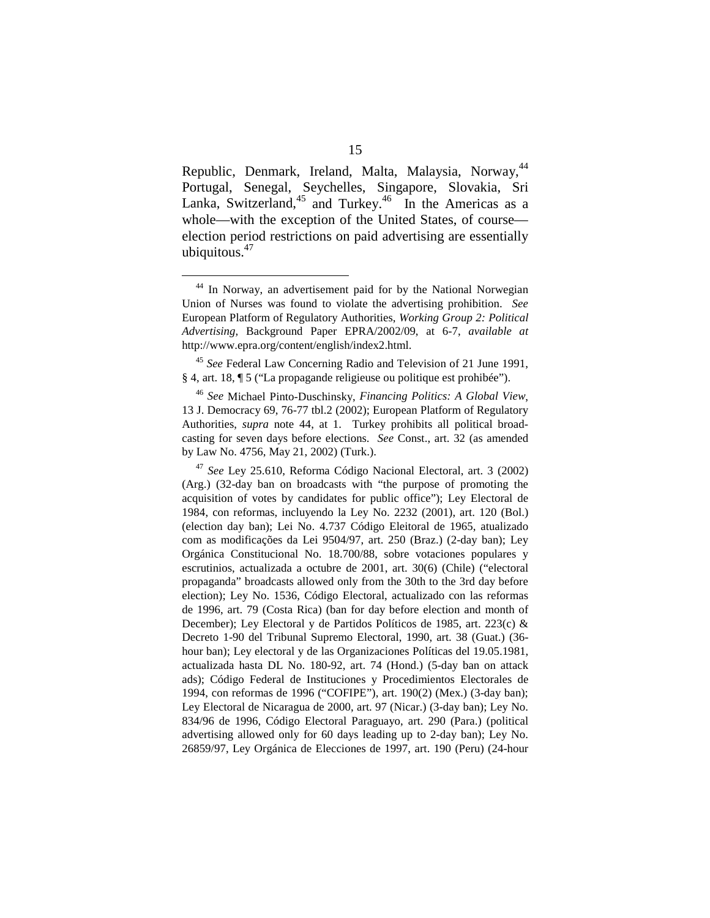Republic, Denmark, Ireland, Malta, Malaysia, Norway,[44] Portugal, Senegal, Seychelles, Singapore, Slovakia, Sri Lanka, Switzerland,[45] and Turkey.[46] In the Americas as a whole—with the exception of the United States, of course—election period restrictions on paid advertising are essentially ubiquitous.[47]

---

[44] In Norway, an advertisement paid for by the National Norwegian Union of Nurses was found to violate the advertising prohibition. *See* European Platform of Regulatory Authorities, *Working Group 2: Political Advertising,* Background Paper EPRA/2002/09, at 6-7, *available at* http://www.epra.org/content/english/index2.html.

[45] *See* Federal Law Concerning Radio and Television of 21 June 1991, § 4, art. 18, ¶ 5 ("La propagande religieuse ou politique est prohibée").

[46] *See* Michael Pinto-Duschinsky, *Financing Politics: A Global View*, 13 J. Democracy 69, 76-77 tbl.2 (2002); European Platform of Regulatory Authorities, *supra* note 44, at 1. Turkey prohibits all political broadcasting for seven days before elections. *See* Const., art. 32 (as amended by Law No. 4756, May 21, 2002) (Turk.).

[47] *See* Ley 25.610, Reforma Código Nacional Electoral, art. 3 (2002) (Arg.) (32-day ban on broadcasts with "the purpose of promoting the acquisition of votes by candidates for public office"); Ley Electoral de 1984, con reformas, incluyendo la Ley No. 2232 (2001), art. 120 (Bol.) (election day ban); Lei No. 4.737 Código Eleitoral de 1965, atualizado com as modificações da Lei 9504/97, art. 250 (Braz.) (2-day ban); Ley Orgánica Constitucional No. 18.700/88, sobre votaciones populares y escrutinios, actualizada a octubre de 2001, art. 30(6) (Chile) ("electoral propaganda" broadcasts allowed only from the 30th to the 3rd day before election); Ley No. 1536, Código Electoral, actualizado con las reformas de 1996, art. 79 (Costa Rica) (ban for day before election and month of December); Ley Electoral y de Partidos Políticos de 1985, art. 223(c) & Decreto 1-90 del Tribunal Supremo Electoral, 1990, art. 38 (Guat.) (36-hour ban); Ley electoral y de las Organizaciones Políticas del 19.05.1981, actualizada hasta DL No. 180-92, art. 74 (Hond.) (5-day ban on attack ads); Código Federal de Instituciones y Procedimientos Electorales de 1994, con reformas de 1996 ("COFIPE"), art. 190(2) (Mex.) (3-day ban); Ley Electoral de Nicaragua de 2000, art. 97 (Nicar.) (3-day ban); Ley No. 834/96 de 1996, Código Electoral Paraguayo, art. 290 (Para.) (political advertising allowed only for 60 days leading up to 2-day ban); Ley No. 26859/97, Ley Orgánica de Elecciones de 1997, art. 190 (Peru) (24-hour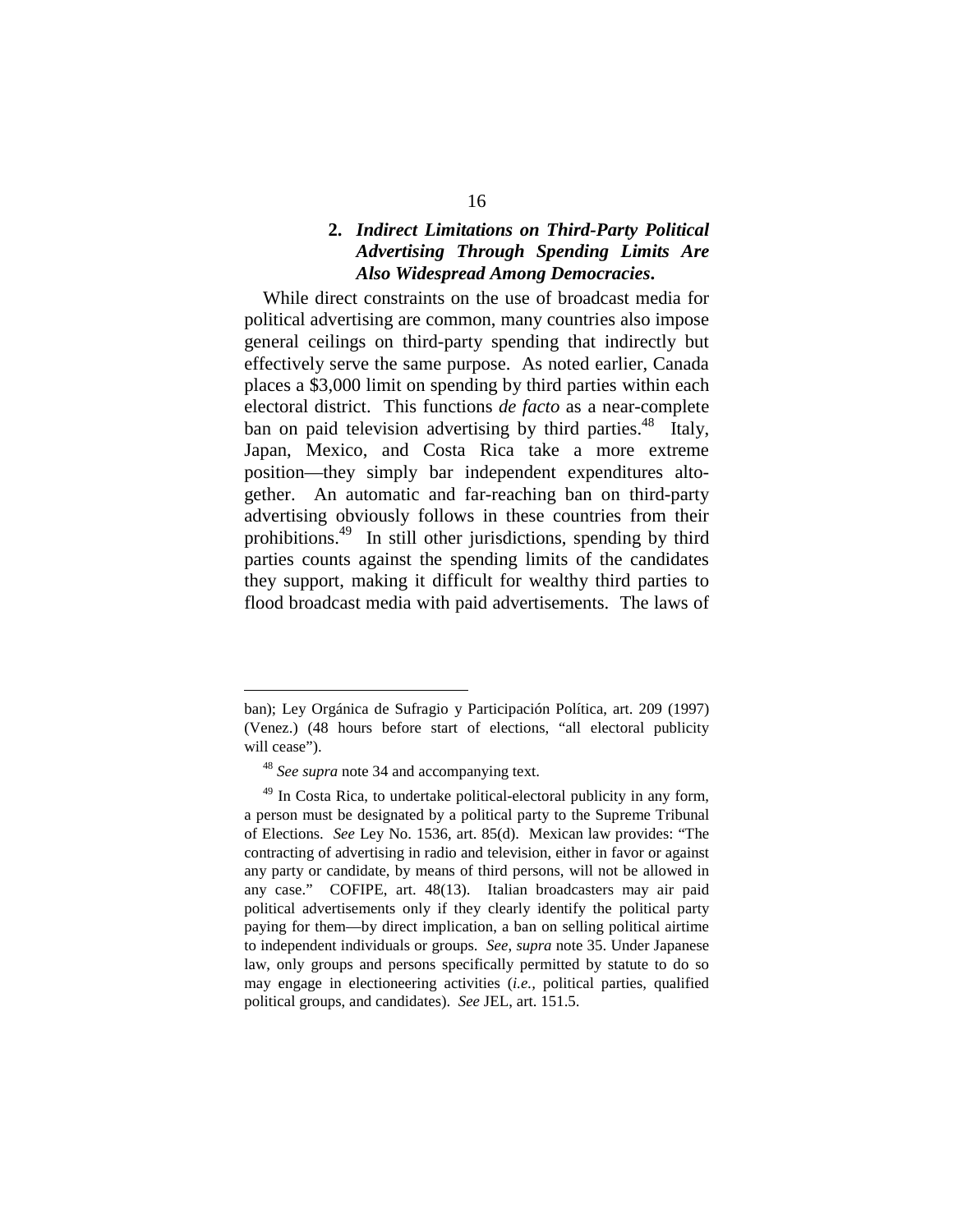### 2. *Indirect Limitations on Third-Party Political Advertising Through Spending Limits Are Also Widespread Among Democracies***.**

While direct constraints on the use of broadcast media for political advertising are common, many countries also impose general ceilings on third-party spending that indirectly but effectively serve the same purpose. As noted earlier, Canada places a $3,000 limit on spending by third parties within each electoral district. This functions *de facto* as a near-complete ban on paid television advertising by third parties.[48] Italy, Japan, Mexico, and Costa Rica take a more extreme position—they simply bar independent expenditures altogether. An automatic and far-reaching ban on third-party advertising obviously follows in these countries from their prohibitions.[49] In still other jurisdictions, spending by third parties counts against the spending limits of the candidates they support, making it difficult for wealthy third parties to flood broadcast media with paid advertisements. The laws of

---

ban); Ley Orgánica de Sufragio y Participación Política, art. 209 (1997) (Venez.) (48 hours before start of elections, "all electoral publicity will cease").

[48] *See supra* note 34 and accompanying text.

[49] In Costa Rica, to undertake political-electoral publicity in any form, a person must be designated by a political party to the Supreme Tribunal of Elections. *See* Ley No. 1536, art. 85(d). Mexican law provides: "The contracting of advertising in radio and television, either in favor or against any party or candidate, by means of third persons, will not be allowed in any case." COFIPE, art. 48(13). Italian broadcasters may air paid political advertisements only if they clearly identify the political party paying for them—by direct implication, a ban on selling political airtime to independent individuals or groups. *See*, *supra* note 35. Under Japanese law, only groups and persons specifically permitted by statute to do so may engage in electioneering activities (*i.e.*, political parties, qualified political groups, and candidates). *See* JEL, art. 151.5.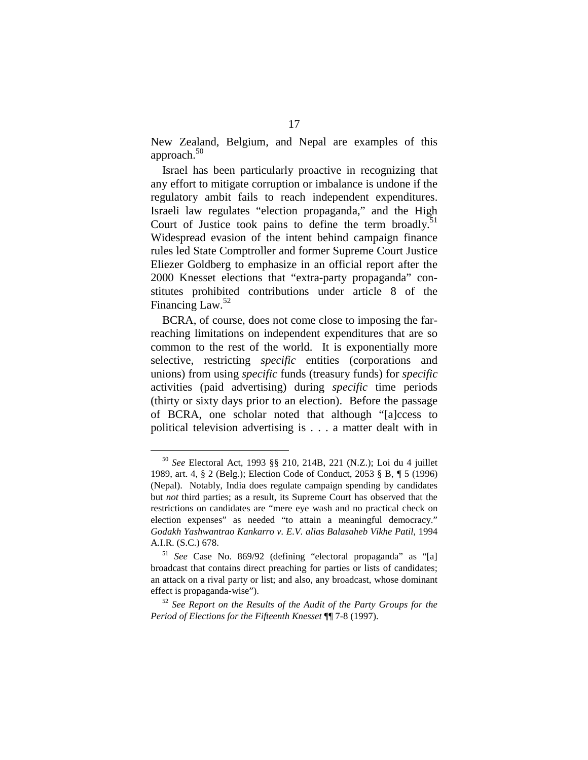New Zealand, Belgium, and Nepal are examples of this approach.[50]

Israel has been particularly proactive in recognizing that any effort to mitigate corruption or imbalance is undone if the regulatory ambit fails to reach independent expenditures. Israeli law regulates "election propaganda," and the High Court of Justice took pains to define the term broadly.[51] Widespread evasion of the intent behind campaign finance rules led State Comptroller and former Supreme Court Justice Eliezer Goldberg to emphasize in an official report after the 2000 Knesset elections that "extra-party propaganda" constitutes prohibited contributions under article 8 of the Financing Law.[52]

BCRA, of course, does not come close to imposing the far-reaching limitations on independent expenditures that are so common to the rest of the world. It is exponentially more selective, restricting *specific* entities (corporations and unions) from using *specific* funds (treasury funds) for *specific* activities (paid advertising) during *specific* time periods (thirty or sixty days prior to an election). Before the passage of BCRA, one scholar noted that although "[a]ccess to political television advertising is . . . a matter dealt with in

---

[50] *See* Electoral Act, 1993 §§ 210, 214B, 221 (N.Z.); Loi du 4 juillet 1989, art. 4, § 2 (Belg.); Election Code of Conduct, 2053 § B, ¶ 5 (1996) (Nepal). Notably, India does regulate campaign spending by candidates but *not* third parties; as a result, its Supreme Court has observed that the restrictions on candidates are "mere eye wash and no practical check on election expenses" as needed "to attain a meaningful democracy." *Godakh Yashwantrao Kankarro v. E.V. alias Balasaheb Vikhe Patil*, 1994 A.I.R. (S.C.) 678.

[51] *See* Case No. 869/92 (defining "electoral propaganda" as "[a] broadcast that contains direct preaching for parties or lists of candidates; an attack on a rival party or list; and also, any broadcast, whose dominant effect is propaganda-wise").

[52] *See Report on the Results of the Audit of the Party Groups for the Period of Elections for the Fifteenth Knesset* ¶¶ 7-8 (1997).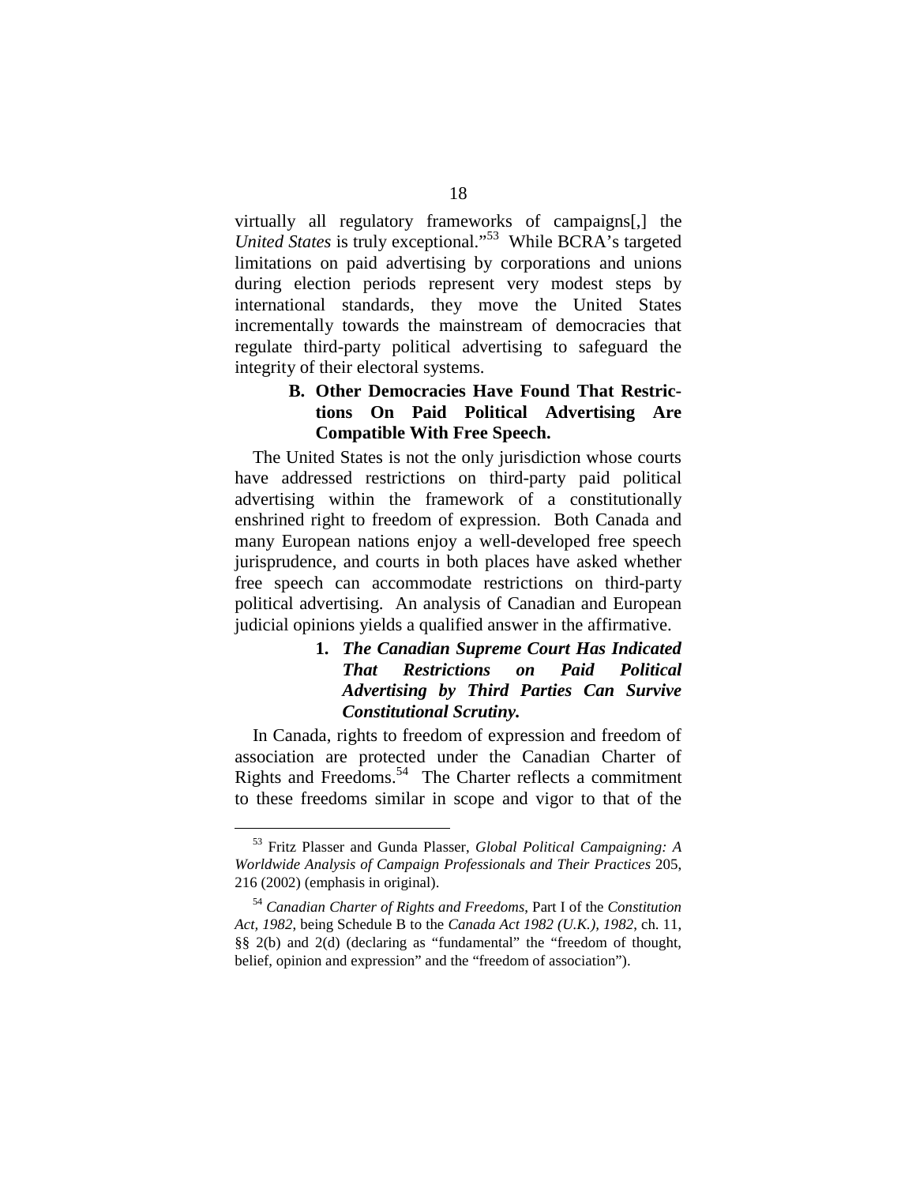virtually all regulatory frameworks of campaigns[,] the *United States* is truly exceptional."[53] While BCRA's targeted limitations on paid advertising by corporations and unions during election periods represent very modest steps by international standards, they move the United States incrementally towards the mainstream of democracies that regulate third-party political advertising to safeguard the integrity of their electoral systems.

### B. Other Democracies Have Found That Restrictions On Paid Political Advertising Are Compatible With Free Speech.

The United States is not the only jurisdiction whose courts have addressed restrictions on third-party paid political advertising within the framework of a constitutionally enshrined right to freedom of expression. Both Canada and many European nations enjoy a well-developed free speech jurisprudence, and courts in both places have asked whether free speech can accommodate restrictions on third-party political advertising. An analysis of Canadian and European judicial opinions yields a qualified answer in the affirmative.

#### 1. *The Canadian Supreme Court Has Indicated That Restrictions on Paid Political Advertising by Third Parties Can Survive Constitutional Scrutiny.*

In Canada, rights to freedom of expression and freedom of association are protected under the Canadian Charter of Rights and Freedoms.[54] The Charter reflects a commitment to these freedoms similar in scope and vigor to that of the

---

[53] Fritz Plasser and Gunda Plasser, *Global Political Campaigning: A Worldwide Analysis of Campaign Professionals and Their Practices* 205, 216 (2002) (emphasis in original).

[54] *Canadian Charter of Rights and Freedoms*, Part I of the *Constitution Act, 1982*, being Schedule B to the *Canada Act 1982 (U.K.), 1982*, ch. 11, §§ 2(b) and 2(d) (declaring as "fundamental" the "freedom of thought, belief, opinion and expression" and the "freedom of association").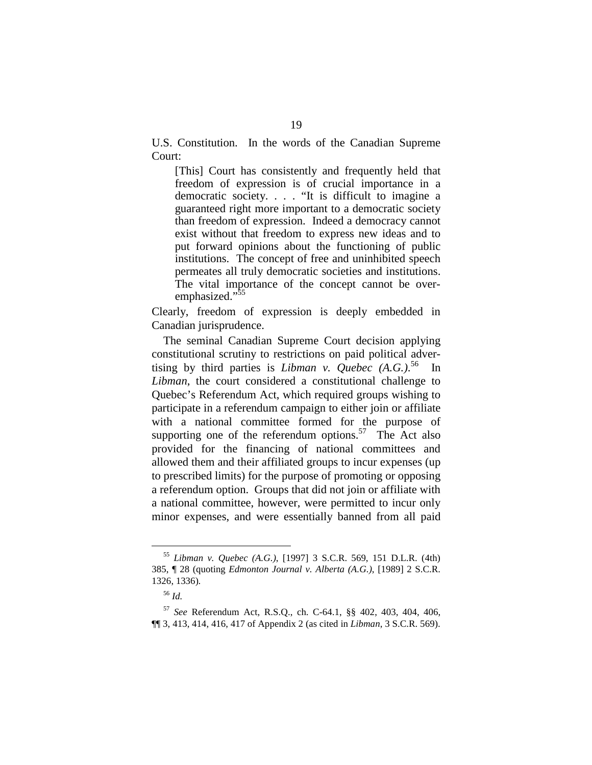U.S. Constitution. In the words of the Canadian Supreme Court:

> [This] Court has consistently and frequently held that freedom of expression is of crucial importance in a democratic society. . . . "It is difficult to imagine a guaranteed right more important to a democratic society than freedom of expression. Indeed a democracy cannot exist without that freedom to express new ideas and to put forward opinions about the functioning of public institutions. The concept of free and uninhibited speech permeates all truly democratic societies and institutions. The vital importance of the concept cannot be over-emphasized."[55]

Clearly, freedom of expression is deeply embedded in Canadian jurisprudence.

The seminal Canadian Supreme Court decision applying constitutional scrutiny to restrictions on paid political advertising by third parties is *Libman v. Quebec (A.G.)*.[56] In *Libman*, the court considered a constitutional challenge to Quebec's Referendum Act, which required groups wishing to participate in a referendum campaign to either join or affiliate with a national committee formed for the purpose of supporting one of the referendum options.[57] The Act also provided for the financing of national committees and allowed them and their affiliated groups to incur expenses (up to prescribed limits) for the purpose of promoting or opposing a referendum option. Groups that did not join or affiliate with a national committee, however, were permitted to incur only minor expenses, and were essentially banned from all paid

---

[55] *Libman v. Quebec (A.G.)*, [1997] 3 S.C.R. 569, 151 D.L.R. (4th) 385, ¶ 28 (quoting *Edmonton Journal v. Alberta (A.G.)*, [1989] 2 S.C.R. 1326, 1336).

[56] *Id.*

[57] *See* Referendum Act, R.S.Q., ch. C-64.1, §§ 402, 403, 404, 406, ¶¶ 3, 413, 414, 416, 417 of Appendix 2 (as cited in *Libman*, 3 S.C.R. 569).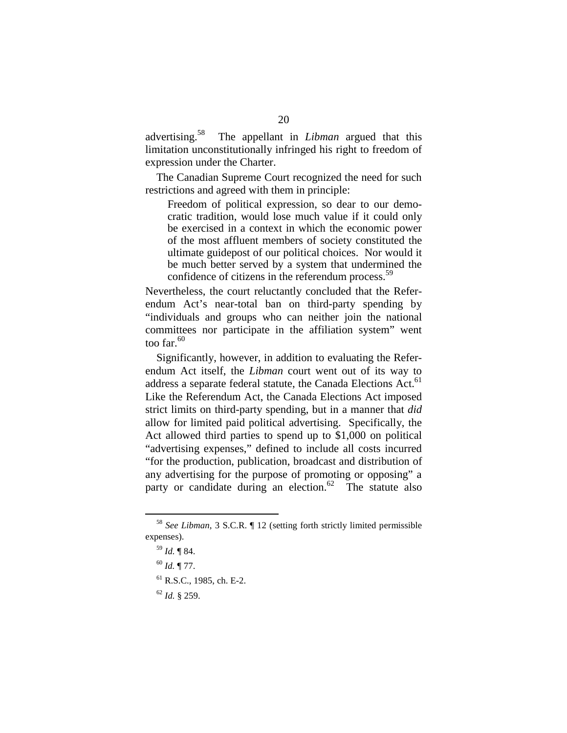advertising.[58] The appellant in *Libman* argued that this limitation unconstitutionally infringed his right to freedom of expression under the Charter.

The Canadian Supreme Court recognized the need for such restrictions and agreed with them in principle:

> Freedom of political expression, so dear to our democratic tradition, would lose much value if it could only be exercised in a context in which the economic power of the most affluent members of society constituted the ultimate guidepost of our political choices. Nor would it be much better served by a system that undermined the confidence of citizens in the referendum process.[59]

Nevertheless, the court reluctantly concluded that the Referendum Act's near-total ban on third-party spending by "individuals and groups who can neither join the national committees nor participate in the affiliation system" went too far.[60]

Significantly, however, in addition to evaluating the Referendum Act itself, the *Libman* court went out of its way to address a separate federal statute, the Canada Elections Act.[61] Like the Referendum Act, the Canada Elections Act imposed strict limits on third-party spending, but in a manner that *did* allow for limited paid political advertising. Specifically, the Act allowed third parties to spend up to $1,000 on political "advertising expenses," defined to include all costs incurred "for the production, publication, broadcast and distribution of any advertising for the purpose of promoting or opposing" a party or candidate during an election.[62] The statute also

---

[58] *See Libman*, 3 S.C.R. ¶ 12 (setting forth strictly limited permissible expenses).

[59] *Id.* ¶ 84.

[60] *Id.* ¶ 77.

[61] R.S.C., 1985, ch. E-2.

[62] *Id.* § 259.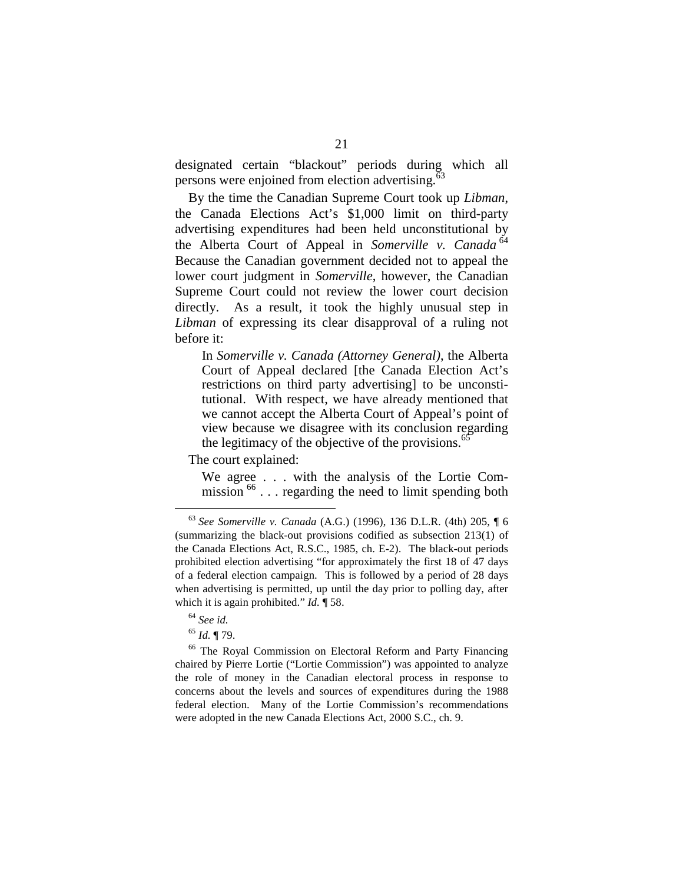designated certain "blackout" periods during which all persons were enjoined from election advertising.[63]

By the time the Canadian Supreme Court took up *Libman*, the Canada Elections Act's $1,000 limit on third-party advertising expenditures had been held unconstitutional by the Alberta Court of Appeal in *Somerville v. Canada*[64] Because the Canadian government decided not to appeal the lower court judgment in *Somerville*, however, the Canadian Supreme Court could not review the lower court decision directly. As a result, it took the highly unusual step in *Libman* of expressing its clear disapproval of a ruling not before it:

> In *Somerville v. Canada (Attorney General)*, the Alberta Court of Appeal declared [the Canada Election Act's restrictions on third party advertising] to be unconstitutional. With respect, we have already mentioned that we cannot accept the Alberta Court of Appeal's point of view because we disagree with its conclusion regarding the legitimacy of the objective of the provisions.[65]

The court explained:

> We agree . . . with the analysis of the Lortie Commission[66] . . . regarding the need to limit spending both

---

[63] *See Somerville v. Canada* (A.G.) (1996), 136 D.L.R. (4th) 205, ¶ 6 (summarizing the black-out provisions codified as subsection 213(1) of the Canada Elections Act, R.S.C., 1985, ch. E-2). The black-out periods prohibited election advertising "for approximately the first 18 of 47 days of a federal election campaign. This is followed by a period of 28 days when advertising is permitted, up until the day prior to polling day, after which it is again prohibited." *Id.* ¶ 58.

[64] *See id.*

[65] *Id.* ¶ 79.

[66] The Royal Commission on Electoral Reform and Party Financing chaired by Pierre Lortie ("Lortie Commission") was appointed to analyze the role of money in the Canadian electoral process in response to concerns about the levels and sources of expenditures during the 1988 federal election. Many of the Lortie Commission's recommendations were adopted in the new Canada Elections Act, 2000 S.C., ch. 9.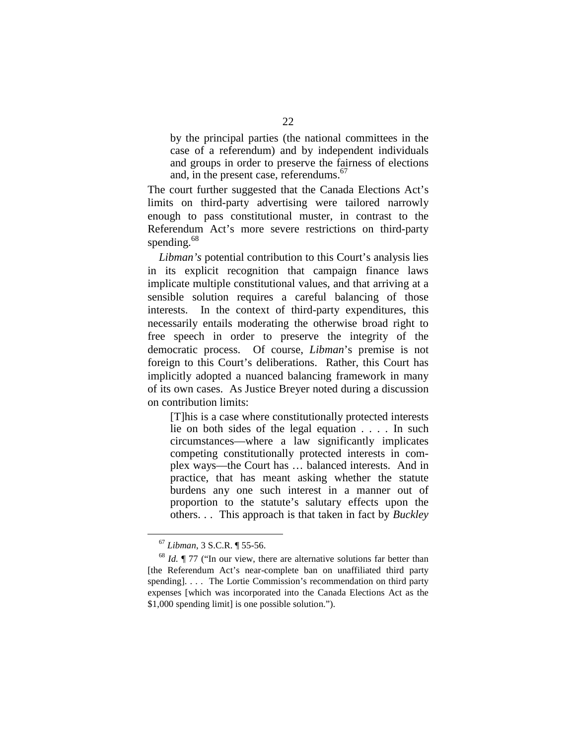> by the principal parties (the national committees in the case of a referendum) and by independent individuals and groups in order to preserve the fairness of elections and, in the present case, referendums.[67]

The court further suggested that the Canada Elections Act's limits on third-party advertising were tailored narrowly enough to pass constitutional muster, in contrast to the Referendum Act's more severe restrictions on third-party spending.[68]

*Libman's* potential contribution to this Court's analysis lies in its explicit recognition that campaign finance laws implicate multiple constitutional values, and that arriving at a sensible solution requires a careful balancing of those interests. In the context of third-party expenditures, this necessarily entails moderating the otherwise broad right to free speech in order to preserve the integrity of the democratic process. Of course, *Libman*'s premise is not foreign to this Court's deliberations. Rather, this Court has implicitly adopted a nuanced balancing framework in many of its own cases. As Justice Breyer noted during a discussion on contribution limits:

> [T]his is a case where constitutionally protected interests lie on both sides of the legal equation . . . . In such circumstances—where a law significantly implicates competing constitutionally protected interests in complex ways—the Court has … balanced interests. And in practice, that has meant asking whether the statute burdens any one such interest in a manner out of proportion to the statute's salutary effects upon the others. . . This approach is that taken in fact by *Buckley*

---

[67] *Libman*, 3 S.C.R. ¶ 55-56.

[68] *Id.* ¶ 77 ("In our view, there are alternative solutions far better than [the Referendum Act's near-complete ban on unaffiliated third party spending]. . . . The Lortie Commission's recommendation on third party expenses [which was incorporated into the Canada Elections Act as the $1,000 spending limit] is one possible solution.").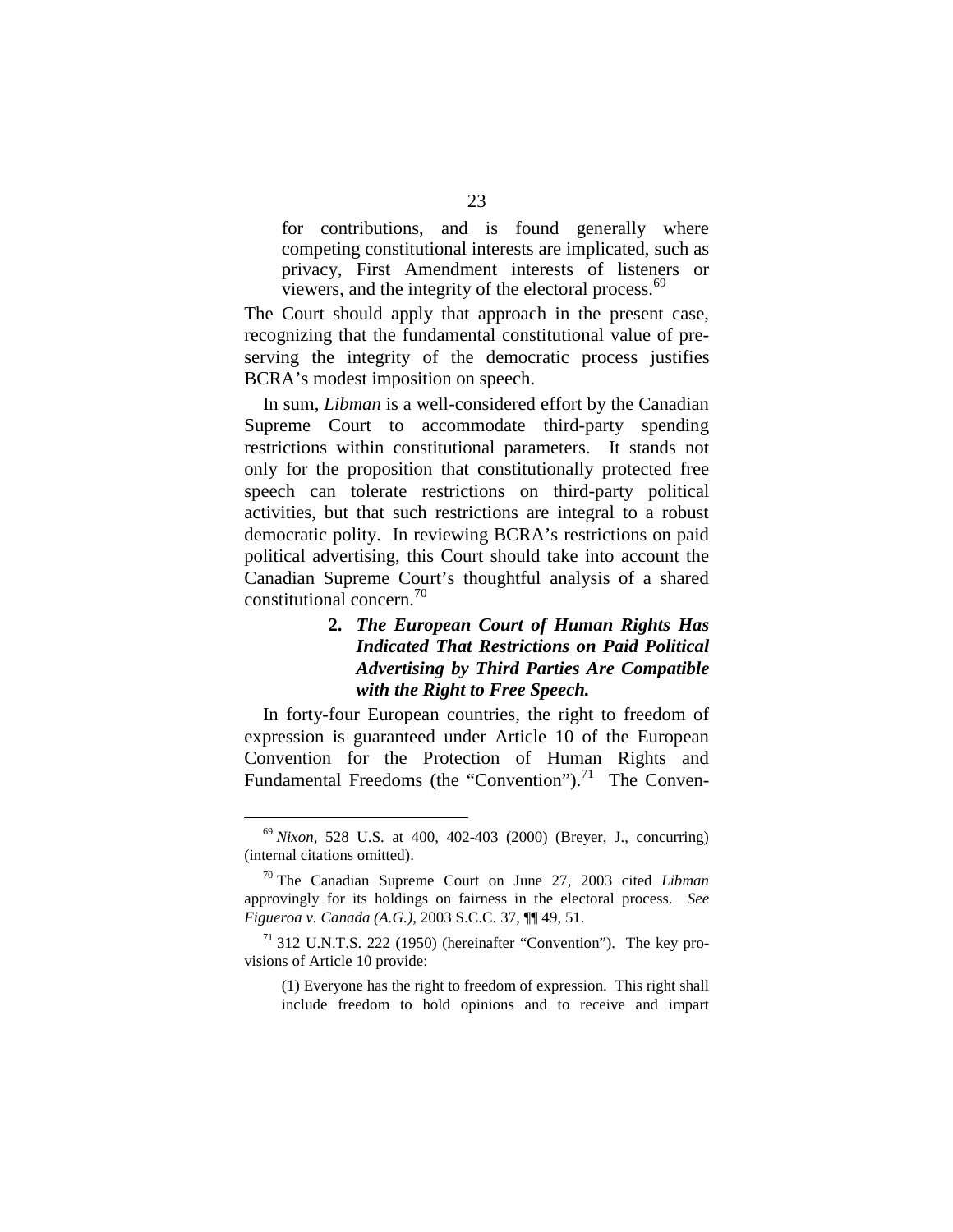> for contributions, and is found generally where competing constitutional interests are implicated, such as privacy, First Amendment interests of listeners or viewers, and the integrity of the electoral process.[69]

The Court should apply that approach in the present case, recognizing that the fundamental constitutional value of preserving the integrity of the democratic process justifies BCRA's modest imposition on speech.

In sum, *Libman* is a well-considered effort by the Canadian Supreme Court to accommodate third-party spending restrictions within constitutional parameters. It stands not only for the proposition that constitutionally protected free speech can tolerate restrictions on third-party political activities, but that such restrictions are integral to a robust democratic polity. In reviewing BCRA's restrictions on paid political advertising, this Court should take into account the Canadian Supreme Court's thoughtful analysis of a shared constitutional concern.[70]

### 2. *The European Court of Human Rights Has Indicated That Restrictions on Paid Political Advertising by Third Parties Are Compatible with the Right to Free Speech.*

In forty-four European countries, the right to freedom of expression is guaranteed under Article 10 of the European Convention for the Protection of Human Rights and Fundamental Freedoms (the "Convention").[71] The Conven-

---

[69] *Nixon*, 528 U.S. at 400, 402-403 (2000) (Breyer, J., concurring) (internal citations omitted).

[70] The Canadian Supreme Court on June 27, 2003 cited *Libman* approvingly for its holdings on fairness in the electoral process. *See Figueroa v. Canada (A.G.)*, 2003 S.C.C. 37, ¶¶ 49, 51.

[71] 312 U.N.T.S. 222 (1950) (hereinafter "Convention"). The key provisions of Article 10 provide:

> (1) Everyone has the right to freedom of expression. This right shall include freedom to hold opinions and to receive and impart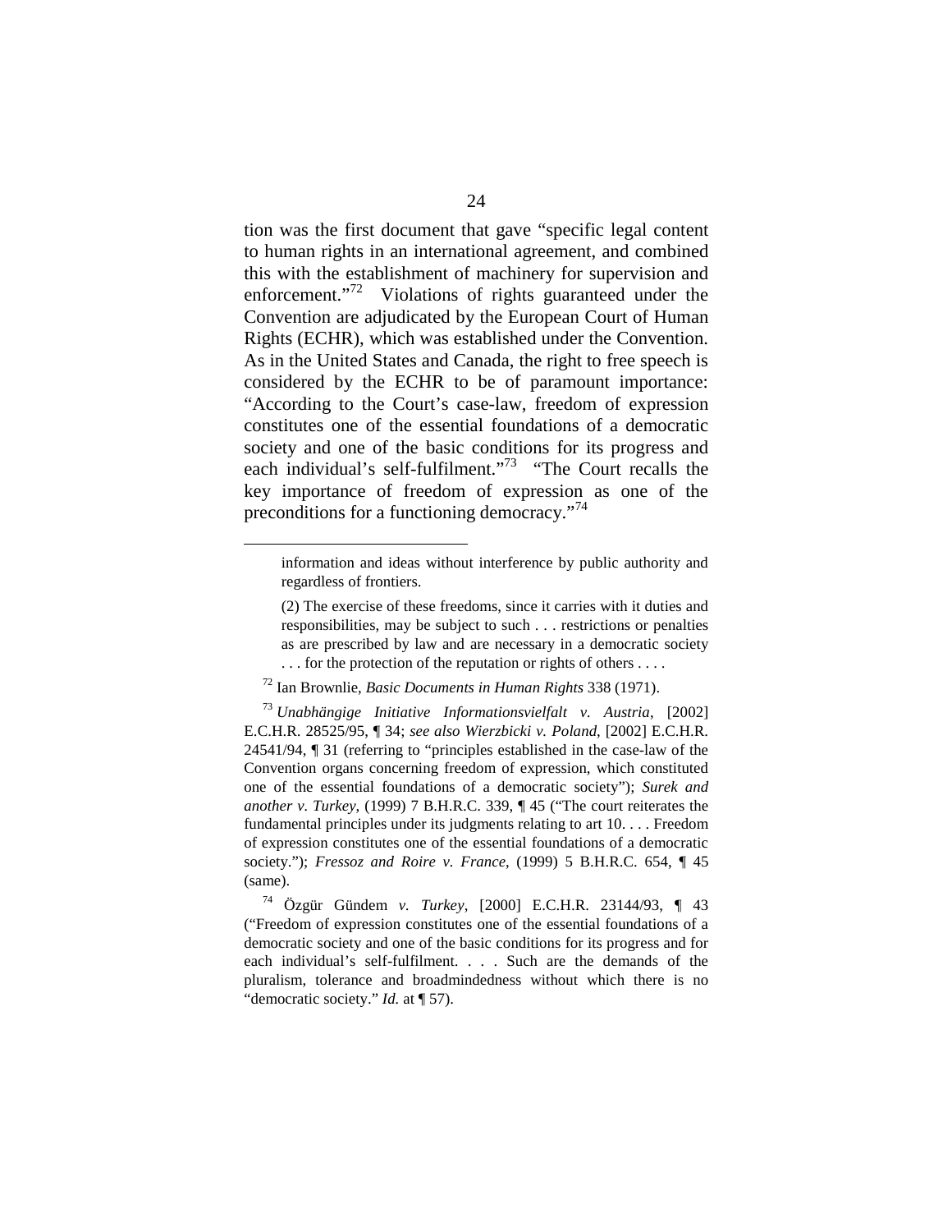tion was the first document that gave "specific legal content to human rights in an international agreement, and combined this with the establishment of machinery for supervision and enforcement."[72] Violations of rights guaranteed under the Convention are adjudicated by the European Court of Human Rights (ECHR), which was established under the Convention. As in the United States and Canada, the right to free speech is considered by the ECHR to be of paramount importance: "According to the Court's case-law, freedom of expression constitutes one of the essential foundations of a democratic society and one of the basic conditions for its progress and each individual's self-fulfilment."[73] "The Court recalls the key importance of freedom of expression as one of the preconditions for a functioning democracy."[74]

---

> information and ideas without interference by public authority and regardless of frontiers.
>
> (2) The exercise of these freedoms, since it carries with it duties and responsibilities, may be subject to such . . . restrictions or penalties as are prescribed by law and are necessary in a democratic society . . . for the protection of the reputation or rights of others . . . .

[72] Ian Brownlie, *Basic Documents in Human Rights* 338 (1971).

[73] *Unabhängige Initiative Informationsvielfalt v. Austria*, [2002] E.C.H.R. 28525/95, ¶ 34; *see also Wierzbicki v. Poland*, [2002] E.C.H.R. 24541/94, ¶ 31 (referring to "principles established in the case-law of the Convention organs concerning freedom of expression, which constituted one of the essential foundations of a democratic society"); *Surek and another v. Turkey*, (1999) 7 B.H.R.C. 339, ¶ 45 ("The court reiterates the fundamental principles under its judgments relating to art 10. . . . Freedom of expression constitutes one of the essential foundations of a democratic society."); *Fressoz and Roire v. France*, (1999) 5 B.H.R.C. 654, ¶ 45 (same).

[74] Özgür Gündem *v. Turkey*, [2000] E.C.H.R. 23144/93, ¶ 43 ("Freedom of expression constitutes one of the essential foundations of a democratic society and one of the basic conditions for its progress and for each individual's self-fulfilment. . . . Such are the demands of the pluralism, tolerance and broadmindedness without which there is no "democratic society." *Id.* at ¶ 57).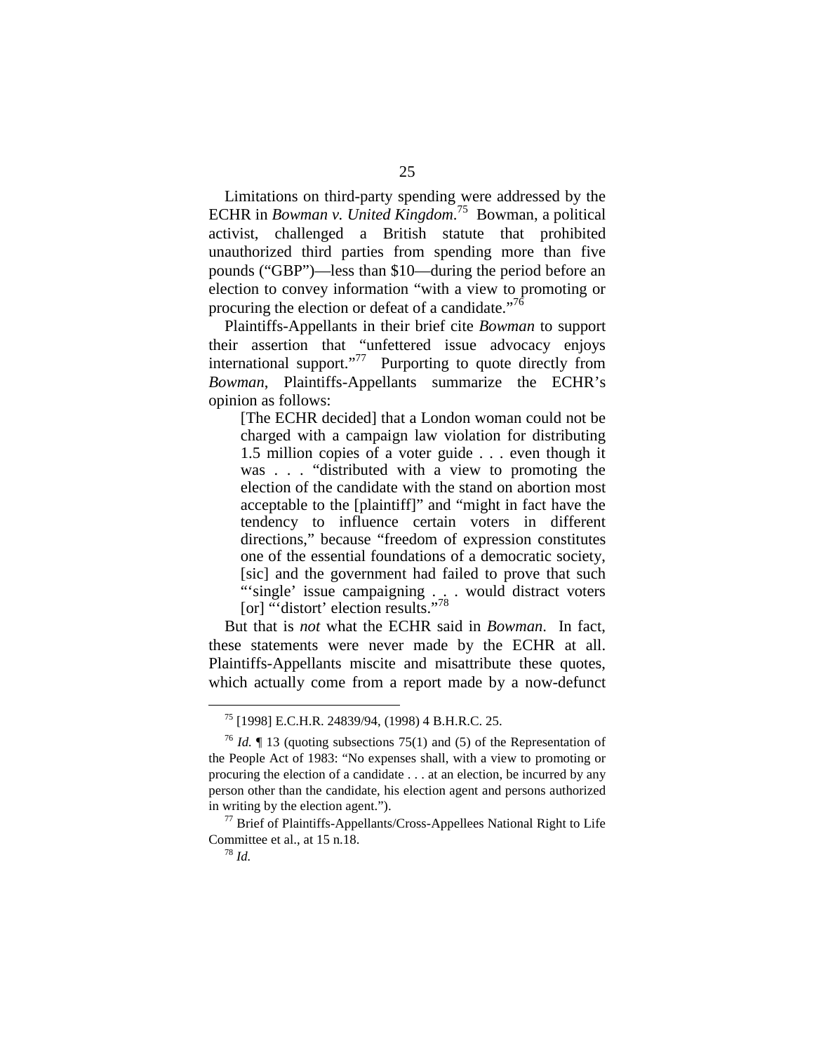Limitations on third-party spending were addressed by the ECHR in *Bowman v. United Kingdom*.[75] Bowman, a political activist, challenged a British statute that prohibited unauthorized third parties from spending more than five pounds ("GBP")—less than $10—during the period before an election to convey information "with a view to promoting or procuring the election or defeat of a candidate."[76]

Plaintiffs-Appellants in their brief cite *Bowman* to support their assertion that "unfettered issue advocacy enjoys international support."[77] Purporting to quote directly from *Bowman*, Plaintiffs-Appellants summarize the ECHR's opinion as follows:

> [The ECHR decided] that a London woman could not be charged with a campaign law violation for distributing 1.5 million copies of a voter guide . . . even though it was . . . "distributed with a view to promoting the election of the candidate with the stand on abortion most acceptable to the [plaintiff]" and "might in fact have the tendency to influence certain voters in different directions," because "freedom of expression constitutes one of the essential foundations of a democratic society, [sic] and the government had failed to prove that such "'single' issue campaigning . . . would distract voters [or] "'distort' election results."[78]

But that is *not* what the ECHR said in *Bowman*. In fact, these statements were never made by the ECHR at all. Plaintiffs-Appellants miscite and misattribute these quotes, which actually come from a report made by a now-defunct

---

[75] [1998] E.C.H.R. 24839/94, (1998) 4 B.H.R.C. 25.

[76] *Id.* ¶ 13 (quoting subsections 75(1) and (5) of the Representation of the People Act of 1983: "No expenses shall, with a view to promoting or procuring the election of a candidate . . . at an election, be incurred by any person other than the candidate, his election agent and persons authorized in writing by the election agent.").

[77] Brief of Plaintiffs-Appellants/Cross-Appellees National Right to Life Committee et al., at 15 n.18.

[78] *Id.*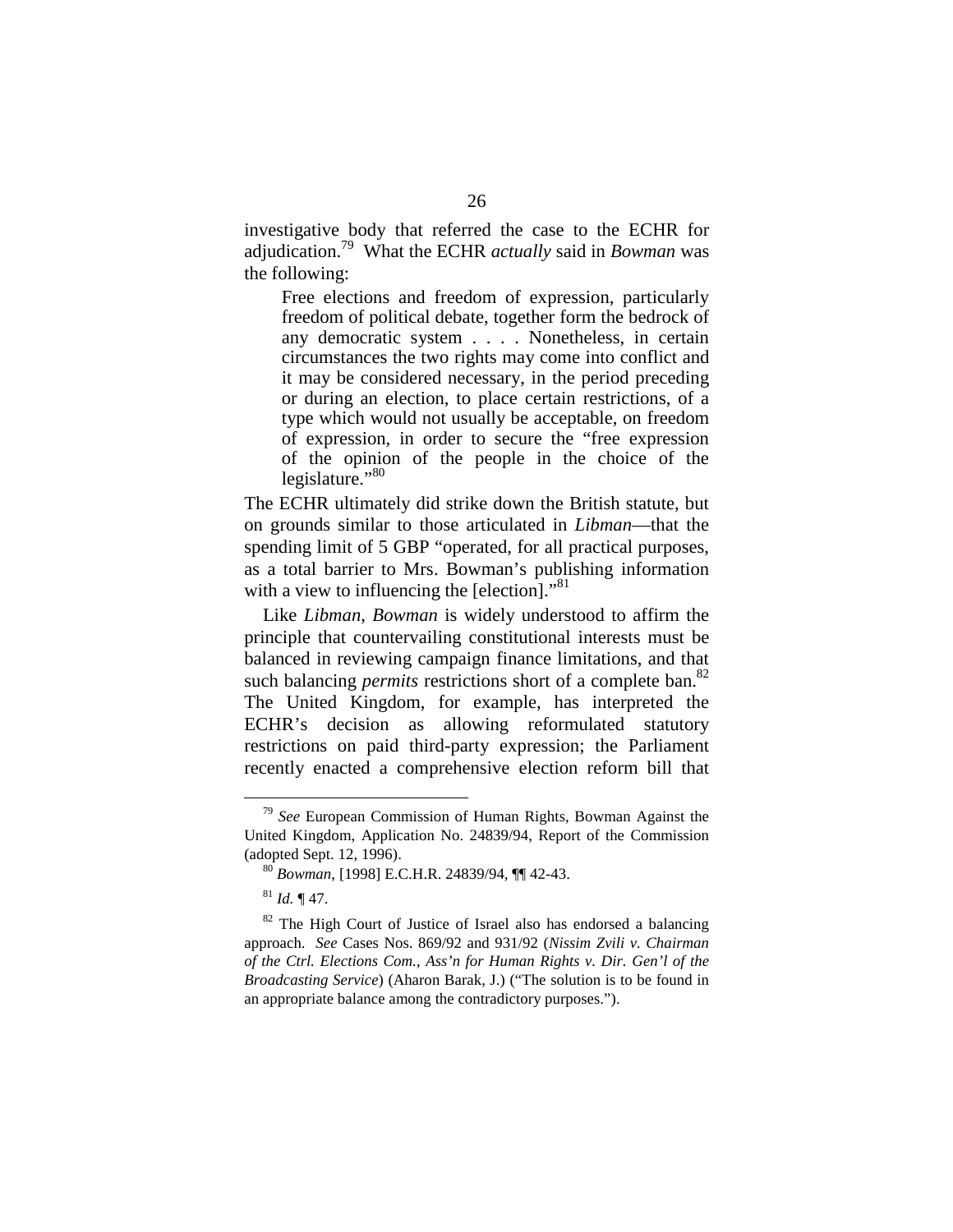investigative body that referred the case to the ECHR for adjudication.[79] What the ECHR *actually* said in *Bowman* was the following:

> Free elections and freedom of expression, particularly freedom of political debate, together form the bedrock of any democratic system . . . . Nonetheless, in certain circumstances the two rights may come into conflict and it may be considered necessary, in the period preceding or during an election, to place certain restrictions, of a type which would not usually be acceptable, on freedom of expression, in order to secure the "free expression of the opinion of the people in the choice of the legislature."[80]

The ECHR ultimately did strike down the British statute, but on grounds similar to those articulated in *Libman*—that the spending limit of 5 GBP "operated, for all practical purposes, as a total barrier to Mrs. Bowman's publishing information with a view to influencing the [election]."[81]

Like *Libman*, *Bowman* is widely understood to affirm the principle that countervailing constitutional interests must be balanced in reviewing campaign finance limitations, and that such balancing *permits* restrictions short of a complete ban.[82] The United Kingdom, for example, has interpreted the ECHR's decision as allowing reformulated statutory restrictions on paid third-party expression; the Parliament recently enacted a comprehensive election reform bill that

---

[79] *See* European Commission of Human Rights, Bowman Against the United Kingdom, Application No. 24839/94, Report of the Commission (adopted Sept. 12, 1996).

[80] *Bowman*, [1998] E.C.H.R. 24839/94, ¶¶ 42-43.

[81] *Id.* ¶ 47.

[82] The High Court of Justice of Israel also has endorsed a balancing approach. *See* Cases Nos. 869/92 and 931/92 (*Nissim Zvili v. Chairman of the Ctrl. Elections Com.*, *Ass'n for Human Rights v. Dir. Gen'l of the Broadcasting Service*) (Aharon Barak, J.) ("The solution is to be found in an appropriate balance among the contradictory purposes.").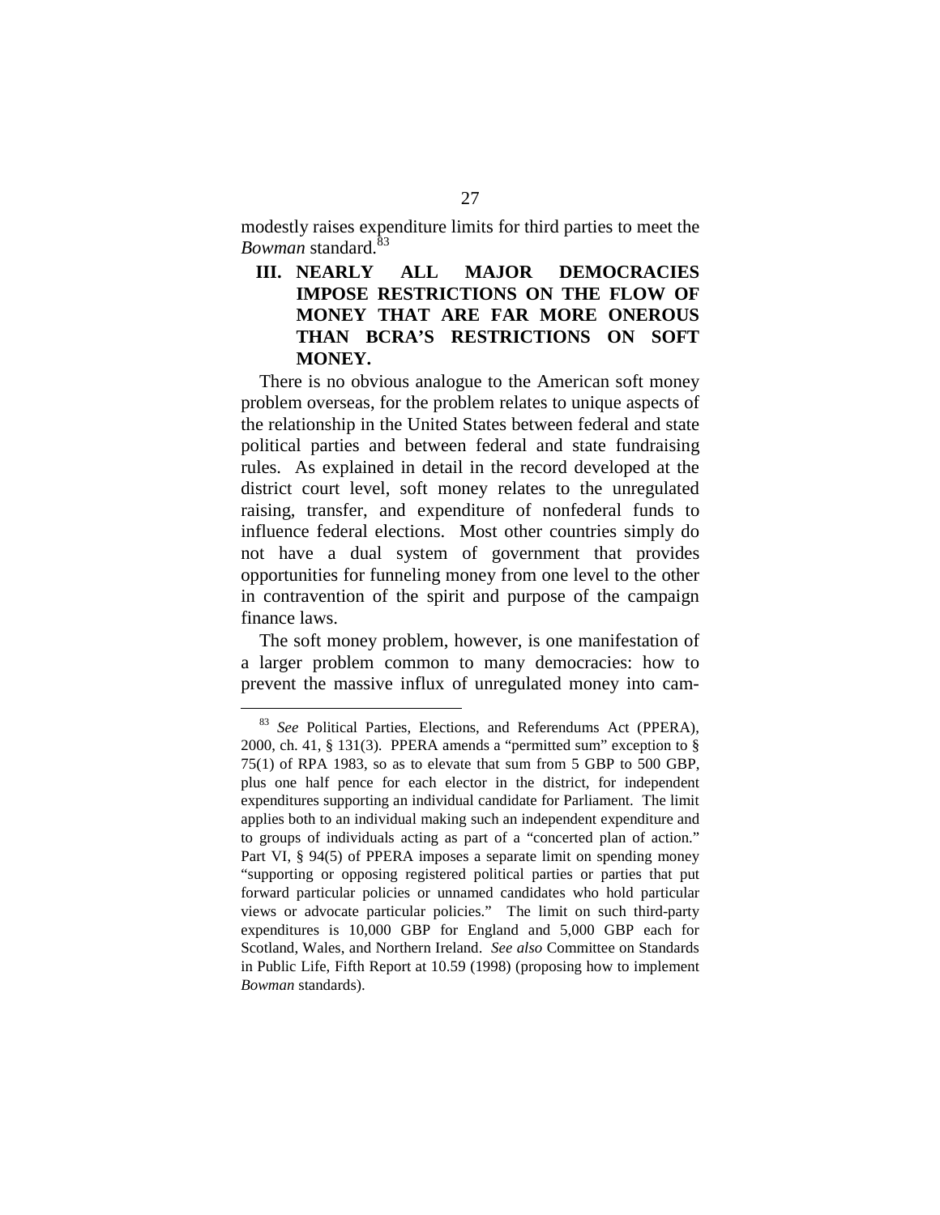modestly raises expenditure limits for third parties to meet the *Bowman* standard.[83]

## III. NEARLY ALL MAJOR DEMOCRACIES IMPOSE RESTRICTIONS ON THE FLOW OF MONEY THAT ARE FAR MORE ONEROUS THAN BCRA'S RESTRICTIONS ON SOFT MONEY.

There is no obvious analogue to the American soft money problem overseas, for the problem relates to unique aspects of the relationship in the United States between federal and state political parties and between federal and state fundraising rules. As explained in detail in the record developed at the district court level, soft money relates to the unregulated raising, transfer, and expenditure of nonfederal funds to influence federal elections. Most other countries simply do not have a dual system of government that provides opportunities for funneling money from one level to the other in contravention of the spirit and purpose of the campaign finance laws.

The soft money problem, however, is one manifestation of a larger problem common to many democracies: how to prevent the massive influx of unregulated money into cam-

---

[83] *See* Political Parties, Elections, and Referendums Act (PPERA), 2000, ch. 41, § 131(3). PPERA amends a "permitted sum" exception to § 75(1) of RPA 1983, so as to elevate that sum from 5 GBP to 500 GBP, plus one half pence for each elector in the district, for independent expenditures supporting an individual candidate for Parliament. The limit applies both to an individual making such an independent expenditure and to groups of individuals acting as part of a "concerted plan of action." Part VI, § 94(5) of PPERA imposes a separate limit on spending money "supporting or opposing registered political parties or parties that put forward particular policies or unnamed candidates who hold particular views or advocate particular policies." The limit on such third-party expenditures is 10,000 GBP for England and 5,000 GBP each for Scotland, Wales, and Northern Ireland. *See also* Committee on Standards in Public Life, Fifth Report at 10.59 (1998) (proposing how to implement *Bowman* standards).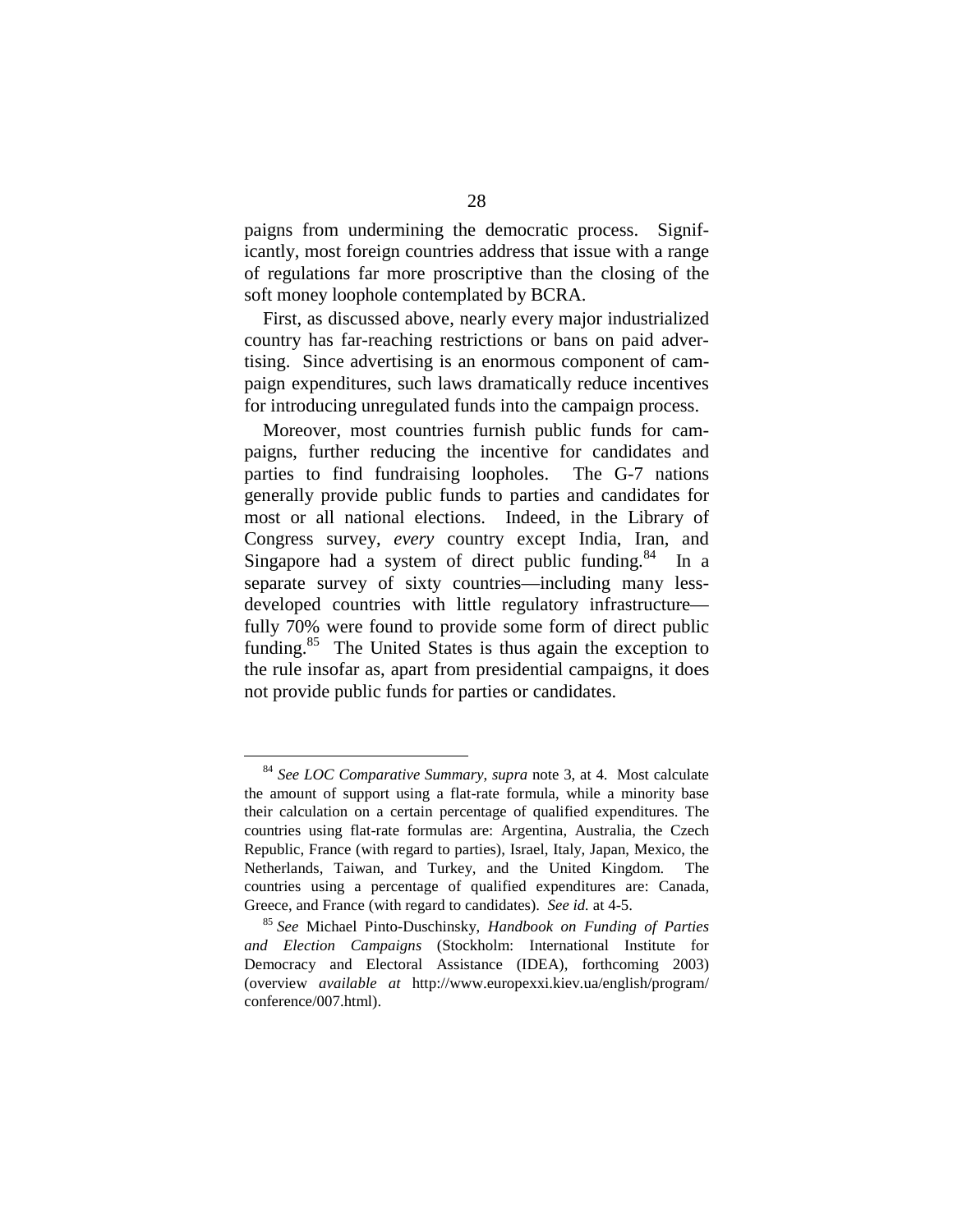paigns from undermining the democratic process. Significantly, most foreign countries address that issue with a range of regulations far more proscriptive than the closing of the soft money loophole contemplated by BCRA.

First, as discussed above, nearly every major industrialized country has far-reaching restrictions or bans on paid advertising. Since advertising is an enormous component of campaign expenditures, such laws dramatically reduce incentives for introducing unregulated funds into the campaign process.

Moreover, most countries furnish public funds for campaigns, further reducing the incentive for candidates and parties to find fundraising loopholes. The G-7 nations generally provide public funds to parties and candidates for most or all national elections. Indeed, in the Library of Congress survey, *every* country except India, Iran, and Singapore had a system of direct public funding.[84] In a separate survey of sixty countries—including many less-developed countries with little regulatory infrastructure—fully 70% were found to provide some form of direct public funding.[85] The United States is thus again the exception to the rule insofar as, apart from presidential campaigns, it does not provide public funds for parties or candidates.

---

[84] *See LOC Comparative Summary*, *supra* note 3, at 4. Most calculate the amount of support using a flat-rate formula, while a minority base their calculation on a certain percentage of qualified expenditures. The countries using flat-rate formulas are: Argentina, Australia, the Czech Republic, France (with regard to parties), Israel, Italy, Japan, Mexico, the Netherlands, Taiwan, and Turkey, and the United Kingdom. The countries using a percentage of qualified expenditures are: Canada, Greece, and France (with regard to candidates). *See id.* at 4-5.

[85] *See* Michael Pinto-Duschinsky, *Handbook on Funding of Parties and Election Campaigns* (Stockholm: International Institute for Democracy and Electoral Assistance (IDEA), forthcoming 2003) (overview *available at* http://www.europexxi.kiev.ua/english/program/conference/007.html).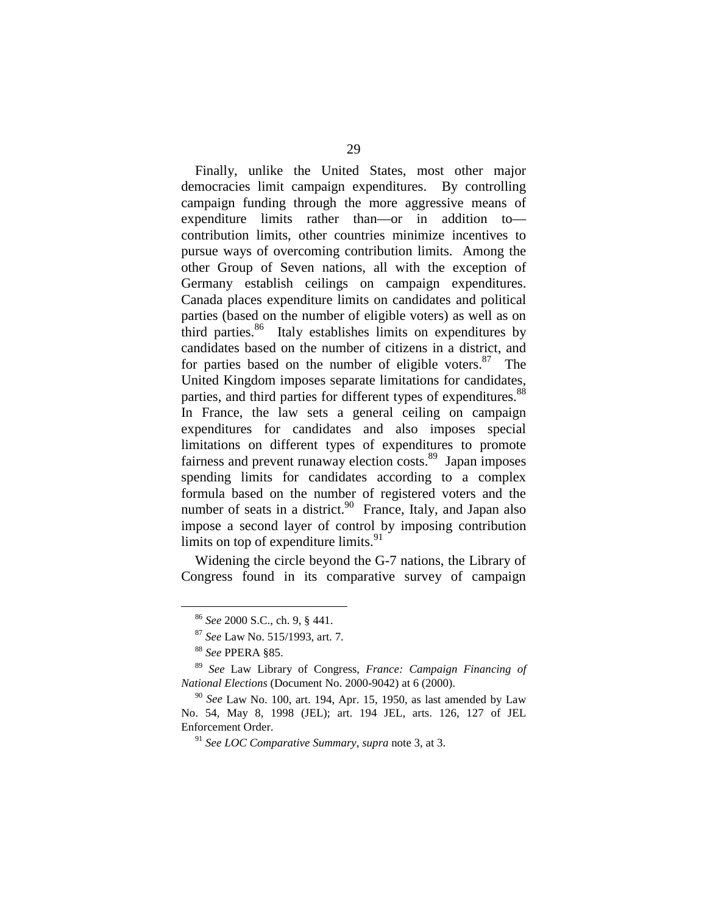Finally, unlike the United States, most other major democracies limit campaign expenditures. By controlling campaign funding through the more aggressive means of expenditure limits rather than—or in addition to—contribution limits, other countries minimize incentives to pursue ways of overcoming contribution limits. Among the other Group of Seven nations, all with the exception of Germany establish ceilings on campaign expenditures. Canada places expenditure limits on candidates and political parties (based on the number of eligible voters) as well as on third parties.[86] Italy establishes limits on expenditures by candidates based on the number of citizens in a district, and for parties based on the number of eligible voters.[87] The United Kingdom imposes separate limitations for candidates, parties, and third parties for different types of expenditures.[88] In France, the law sets a general ceiling on campaign expenditures for candidates and also imposes special limitations on different types of expenditures to promote fairness and prevent runaway election costs.[89] Japan imposes spending limits for candidates according to a complex formula based on the number of registered voters and the number of seats in a district.[90] France, Italy, and Japan also impose a second layer of control by imposing contribution limits on top of expenditure limits.[91]

Widening the circle beyond the G-7 nations, the Library of Congress found in its comparative survey of campaign

---

[86] *See* 2000 S.C., ch. 9, § 441.

[87] *See* Law No. 515/1993, art. 7.

[88] *See* PPERA §85.

[89] *See* Law Library of Congress, *France: Campaign Financing of National Elections* (Document No. 2000-9042) at 6 (2000).

[90] *See* Law No. 100, art. 194, Apr. 15, 1950, as last amended by Law No. 54, May 8, 1998 (JEL); art. 194 JEL, arts. 126, 127 of JEL Enforcement Order.

[91] *See LOC Comparative Summary*, *supra* note 3, at 3.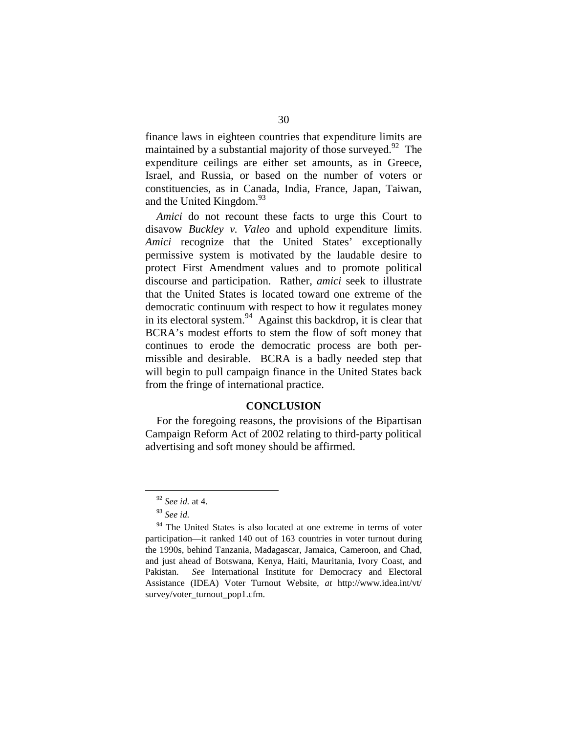finance laws in eighteen countries that expenditure limits are maintained by a substantial majority of those surveyed.[92] The expenditure ceilings are either set amounts, as in Greece, Israel, and Russia, or based on the number of voters or constituencies, as in Canada, India, France, Japan, Taiwan, and the United Kingdom.[93]

*Amici* do not recount these facts to urge this Court to disavow *Buckley v. Valeo* and uphold expenditure limits. *Amici* recognize that the United States' exceptionally permissive system is motivated by the laudable desire to protect First Amendment values and to promote political discourse and participation. Rather, *amici* seek to illustrate that the United States is located toward one extreme of the democratic continuum with respect to how it regulates money in its electoral system.[94] Against this backdrop, it is clear that BCRA's modest efforts to stem the flow of soft money that continues to erode the democratic process are both permissible and desirable. BCRA is a badly needed step that will begin to pull campaign finance in the United States back from the fringe of international practice.

## CONCLUSION

For the foregoing reasons, the provisions of the Bipartisan Campaign Reform Act of 2002 relating to third-party political advertising and soft money should be affirmed.

---

[92] *See id.* at 4.

[93] *See id.*

[94] The United States is also located at one extreme in terms of voter participation—it ranked 140 out of 163 countries in voter turnout during the 1990s, behind Tanzania, Madagascar, Jamaica, Cameroon, and Chad, and just ahead of Botswana, Kenya, Haiti, Mauritania, Ivory Coast, and Pakistan. *See* International Institute for Democracy and Electoral Assistance (IDEA) Voter Turnout Website, *at* http://www.idea.int/vt/survey/voter_turnout_pop1.cfm.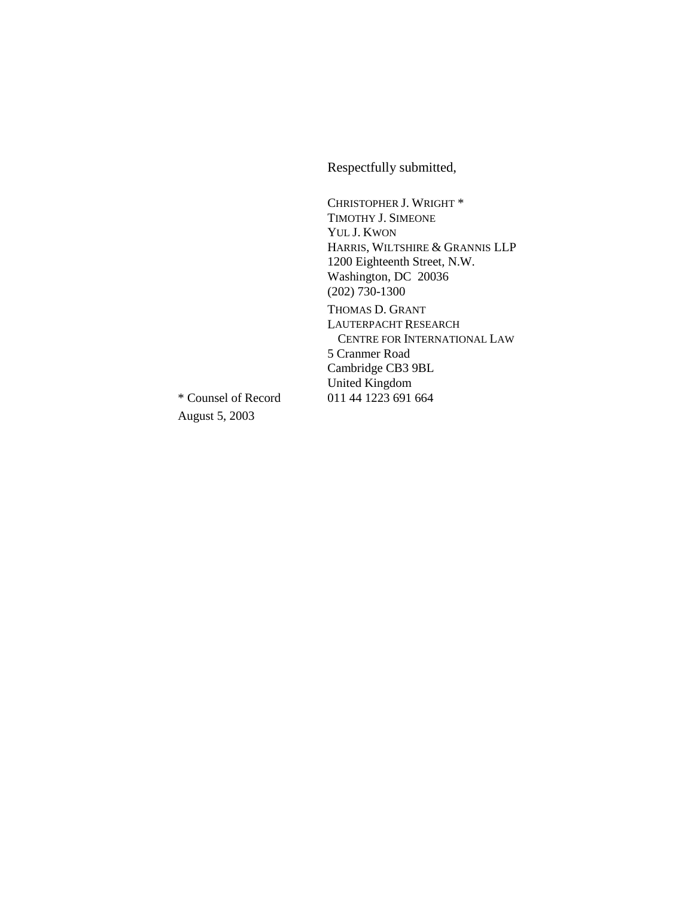Respectfully submitted,

CHRISTOPHER J. WRIGHT *
TIMOTHY J. SIMEONE
YUL J. KWON
HARRIS, WILTSHIRE & GRANNIS LLP
1200 Eighteenth Street, N.W.
Washington, DC 20036
(202) 730-1300

THOMAS D. GRANT
LAUTERPACHT RESEARCH
CENTRE FOR INTERNATIONAL LAW
5 Cranmer Road
Cambridge CB3 9BL
United Kingdom
011 44 1223 691 664

* Counsel of Record

August 5, 2003